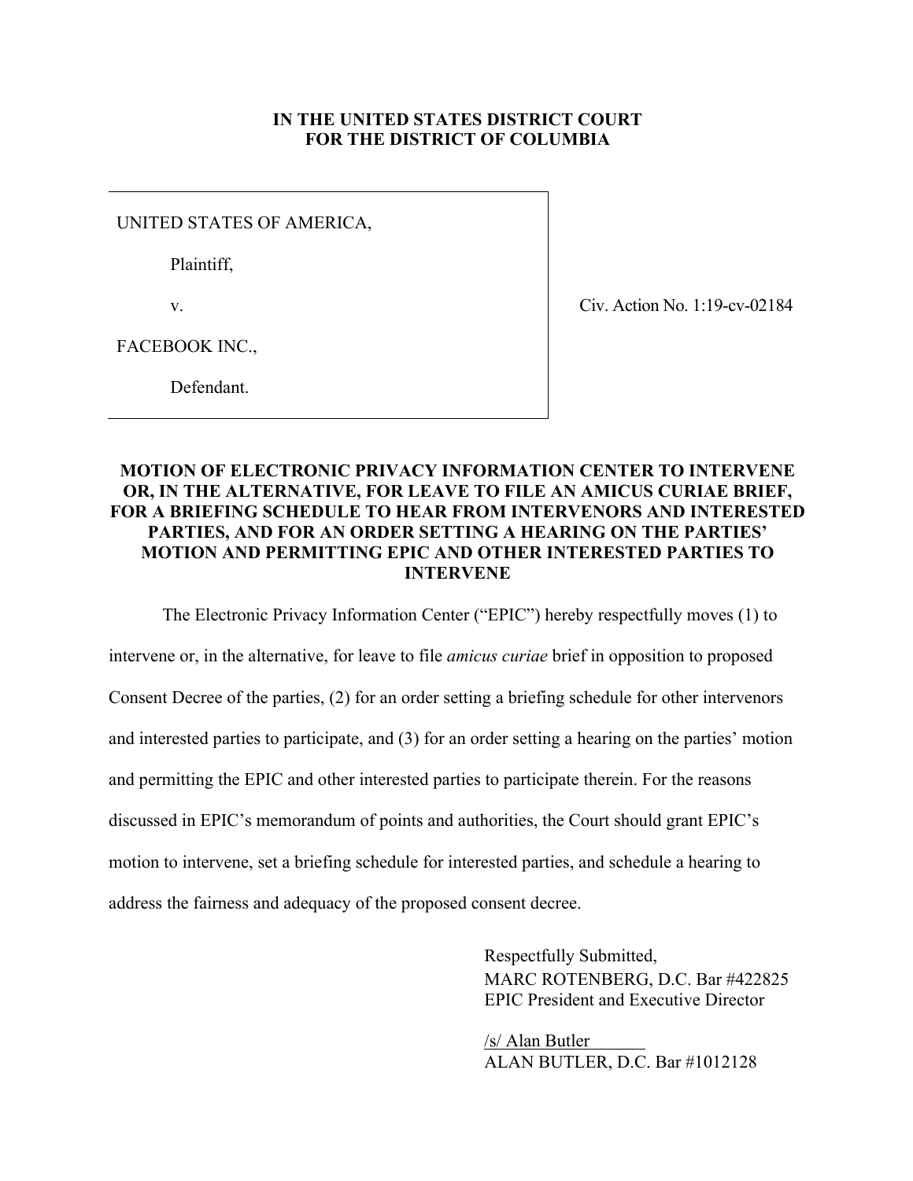**IN THE UNITED STATES DISTRICT COURT**
**FOR THE DISTRICT OF COLUMBIA**

UNITED STATES OF AMERICA,

Plaintiff,

v.

FACEBOOK INC.,

Defendant.

Civ. Action No. 1:19-cv-02184

**MOTION OF ELECTRONIC PRIVACY INFORMATION CENTER TO INTERVENE OR, IN THE ALTERNATIVE, FOR LEAVE TO FILE AN AMICUS CURIAE BRIEF, FOR A BRIEFING SCHEDULE TO HEAR FROM INTERVENORS AND INTERESTED PARTIES, AND FOR AN ORDER SETTING A HEARING ON THE PARTIES' MOTION AND PERMITTING EPIC AND OTHER INTERESTED PARTIES TO INTERVENE**

The Electronic Privacy Information Center ("EPIC") hereby respectfully moves (1) to intervene or, in the alternative, for leave to file *amicus curiae* brief in opposition to proposed Consent Decree of the parties, (2) for an order setting a briefing schedule for other intervenors and interested parties to participate, and (3) for an order setting a hearing on the parties' motion and permitting the EPIC and other interested parties to participate therein. For the reasons discussed in EPIC's memorandum of points and authorities, the Court should grant EPIC's motion to intervene, set a briefing schedule for interested parties, and schedule a hearing to address the fairness and adequacy of the proposed consent decree.

Respectfully Submitted,
MARC ROTENBERG, D.C. Bar #422825
EPIC President and Executive Director

/s/ Alan Butler
ALAN BUTLER, D.C. Bar #1012128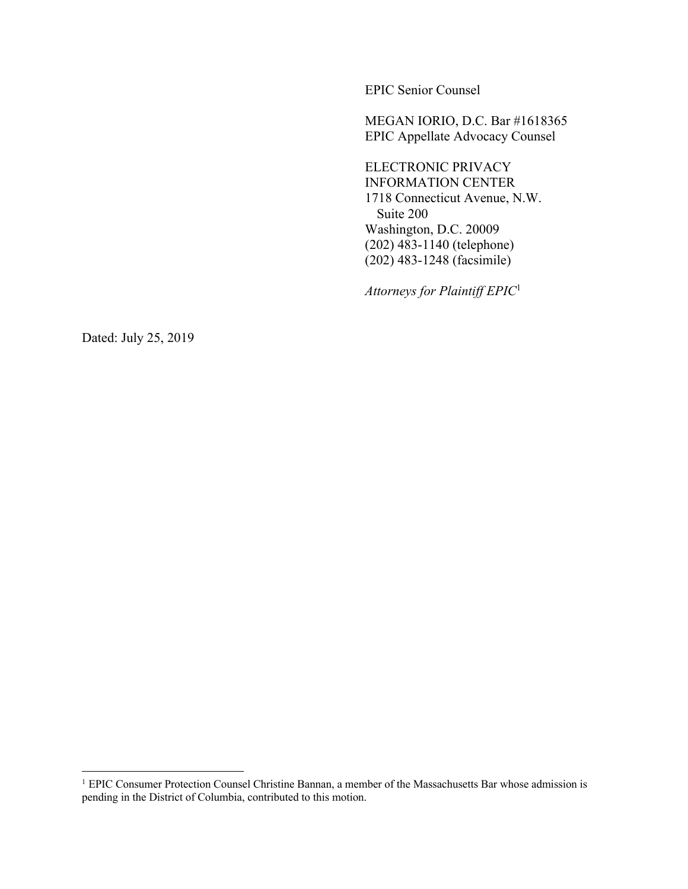EPIC Senior Counsel

MEGAN IORIO, D.C. Bar #1618365
EPIC Appellate Advocacy Counsel

ELECTRONIC PRIVACY
INFORMATION CENTER
1718 Connecticut Avenue, N.W.
Suite 200
Washington, D.C. 20009
(202) 483-1140 (telephone)
(202) 483-1248 (facsimile)

*Attorneys for Plaintiff EPIC*[1]

Dated: July 25, 2019

[1] EPIC Consumer Protection Counsel Christine Bannan, a member of the Massachusetts Bar whose admission is pending in the District of Columbia, contributed to this motion.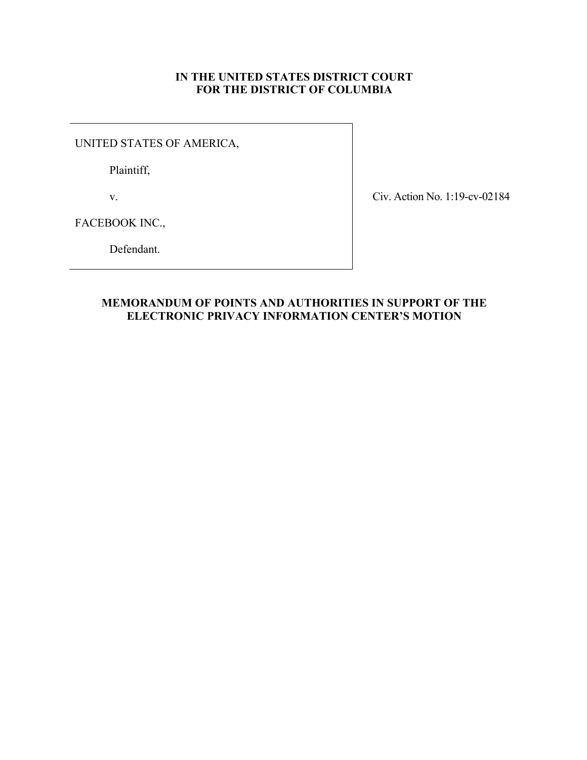**IN THE UNITED STATES DISTRICT COURT**
**FOR THE DISTRICT OF COLUMBIA**

| | |
|---|---|
| UNITED STATES OF AMERICA,<br><br>Plaintiff,<br><br>v.<br><br>FACEBOOK INC.,<br><br>Defendant. | Civ. Action No. 1:19-cv-02184 |

**MEMORANDUM OF POINTS AND AUTHORITIES IN SUPPORT OF THE ELECTRONIC PRIVACY INFORMATION CENTER'S MOTION**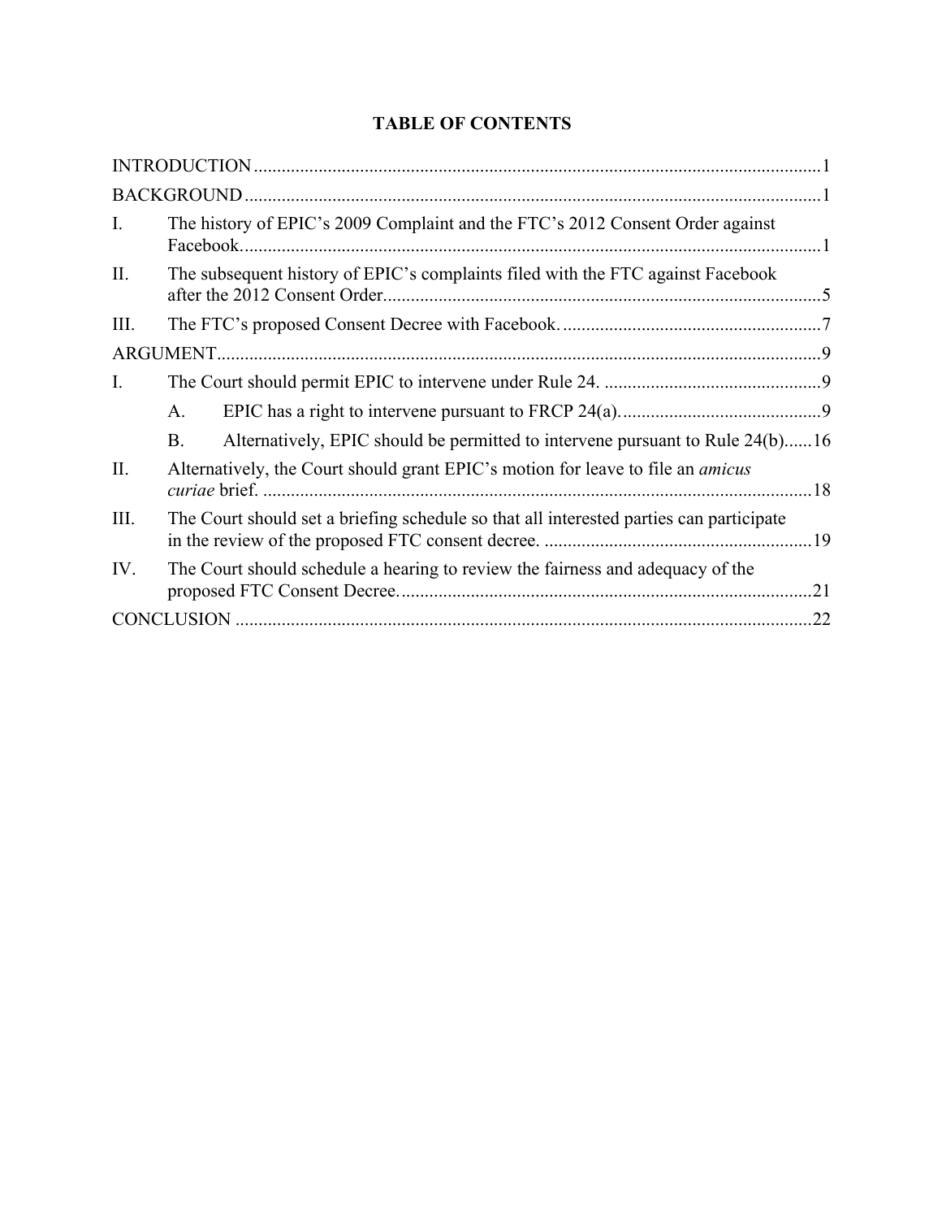# TABLE OF CONTENTS

INTRODUCTION ............................................................................................................................1

BACKGROUND ............................................................................................................................1

I. The history of EPIC's 2009 Complaint and the FTC's 2012 Consent Order against Facebook. ............................................................................................................................1

II. The subsequent history of EPIC's complaints filed with the FTC against Facebook after the 2012 Consent Order. ..............................................................................................5

III. The FTC's proposed Consent Decree with Facebook. ........................................................7

ARGUMENT ..................................................................................................................................9

I. The Court should permit EPIC to intervene under Rule 24. ...............................................9

  A. EPIC has a right to intervene pursuant to FRCP 24(a). ...........................................9

  B. Alternatively, EPIC should be permitted to intervene pursuant to Rule 24(b)......16

II. Alternatively, the Court should grant EPIC's motion for leave to file an *amicus curiae* brief. ......................................................................................................................18

III. The Court should set a briefing schedule so that all interested parties can participate in the review of the proposed FTC consent decree. ..........................................................19

IV. The Court should schedule a hearing to review the fairness and adequacy of the proposed FTC Consent Decree. .........................................................................................21

CONCLUSION ............................................................................................................................22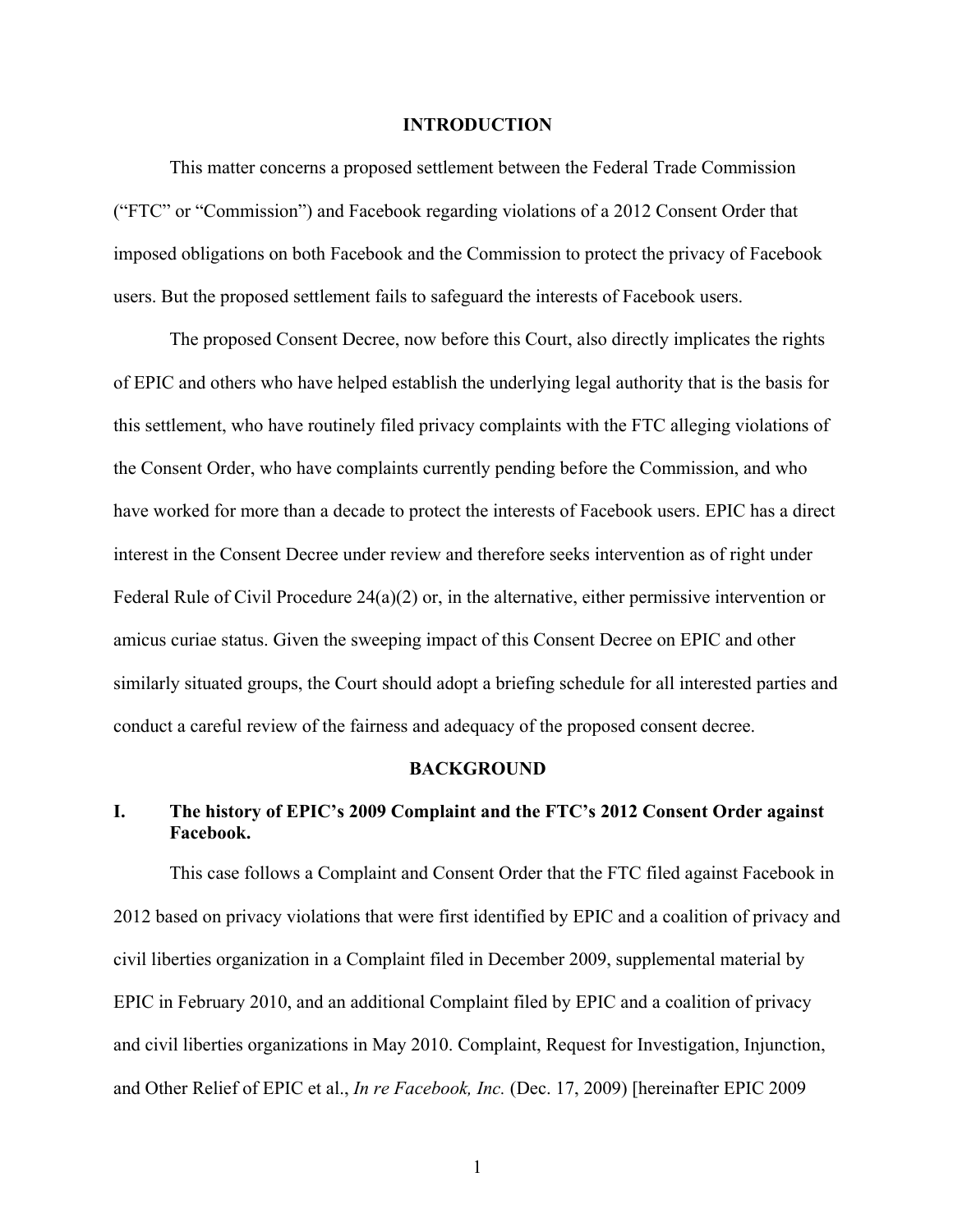## INTRODUCTION

This matter concerns a proposed settlement between the Federal Trade Commission ("FTC" or "Commission") and Facebook regarding violations of a 2012 Consent Order that imposed obligations on both Facebook and the Commission to protect the privacy of Facebook users. But the proposed settlement fails to safeguard the interests of Facebook users.

The proposed Consent Decree, now before this Court, also directly implicates the rights of EPIC and others who have helped establish the underlying legal authority that is the basis for this settlement, who have routinely filed privacy complaints with the FTC alleging violations of the Consent Order, who have complaints currently pending before the Commission, and who have worked for more than a decade to protect the interests of Facebook users. EPIC has a direct interest in the Consent Decree under review and therefore seeks intervention as of right under Federal Rule of Civil Procedure 24(a)(2) or, in the alternative, either permissive intervention or amicus curiae status. Given the sweeping impact of this Consent Decree on EPIC and other similarly situated groups, the Court should adopt a briefing schedule for all interested parties and conduct a careful review of the fairness and adequacy of the proposed consent decree.

## BACKGROUND

### I. The history of EPIC's 2009 Complaint and the FTC's 2012 Consent Order against Facebook.

This case follows a Complaint and Consent Order that the FTC filed against Facebook in 2012 based on privacy violations that were first identified by EPIC and a coalition of privacy and civil liberties organization in a Complaint filed in December 2009, supplemental material by EPIC in February 2010, and an additional Complaint filed by EPIC and a coalition of privacy and civil liberties organizations in May 2010. Complaint, Request for Investigation, Injunction, and Other Relief of EPIC et al., *In re Facebook, Inc.* (Dec. 17, 2009) [hereinafter EPIC 2009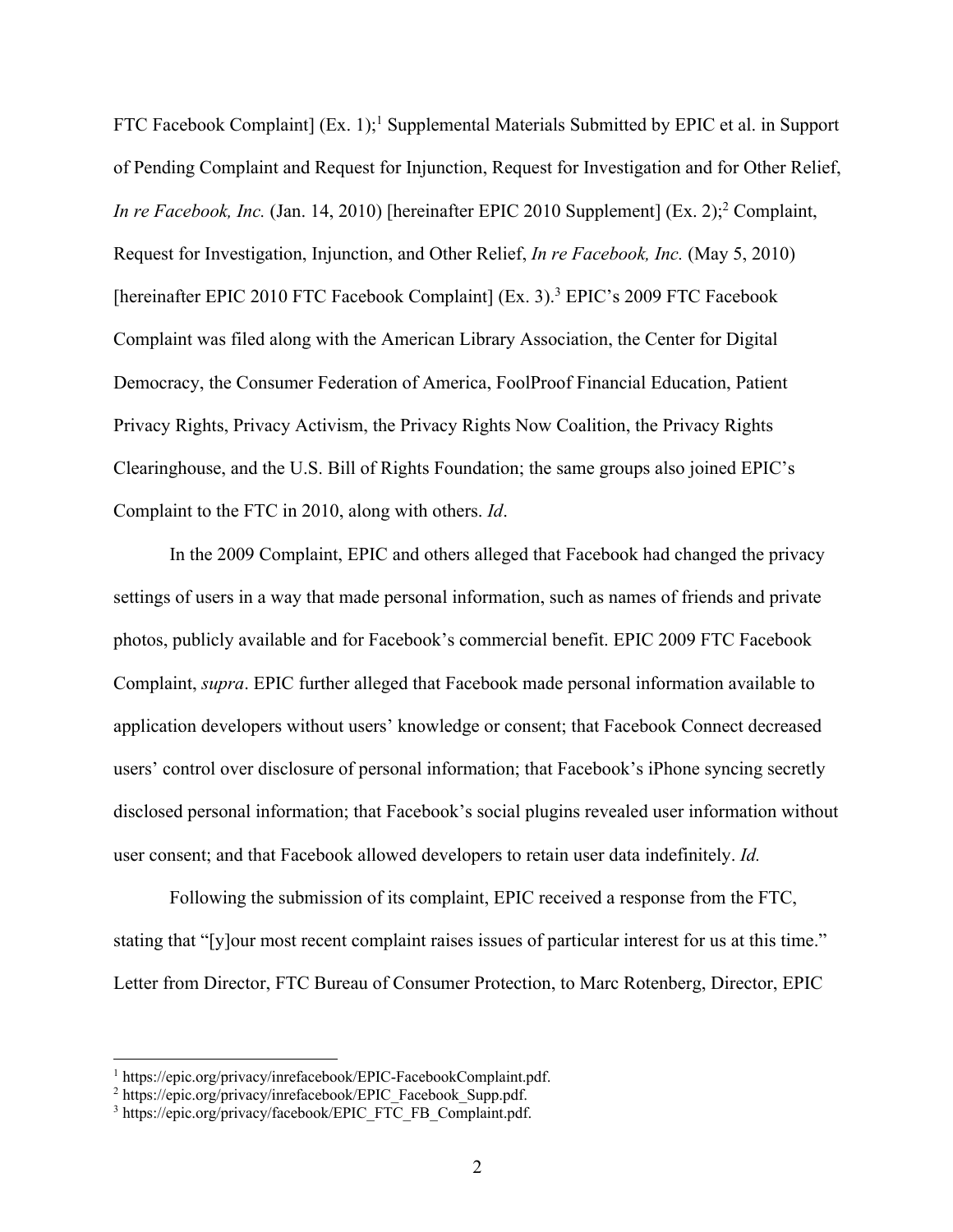FTC Facebook Complaint] (Ex. 1);[1] Supplemental Materials Submitted by EPIC et al. in Support of Pending Complaint and Request for Injunction, Request for Investigation and for Other Relief, *In re Facebook, Inc.* (Jan. 14, 2010) [hereinafter EPIC 2010 Supplement] (Ex. 2);[2] Complaint, Request for Investigation, Injunction, and Other Relief, *In re Facebook, Inc.* (May 5, 2010) [hereinafter EPIC 2010 FTC Facebook Complaint] (Ex. 3).[3] EPIC's 2009 FTC Facebook Complaint was filed along with the American Library Association, the Center for Digital Democracy, the Consumer Federation of America, FoolProof Financial Education, Patient Privacy Rights, Privacy Activism, the Privacy Rights Now Coalition, the Privacy Rights Clearinghouse, and the U.S. Bill of Rights Foundation; the same groups also joined EPIC's Complaint to the FTC in 2010, along with others. *Id*.

In the 2009 Complaint, EPIC and others alleged that Facebook had changed the privacy settings of users in a way that made personal information, such as names of friends and private photos, publicly available and for Facebook's commercial benefit. EPIC 2009 FTC Facebook Complaint, *supra*. EPIC further alleged that Facebook made personal information available to application developers without users' knowledge or consent; that Facebook Connect decreased users' control over disclosure of personal information; that Facebook's iPhone syncing secretly disclosed personal information; that Facebook's social plugins revealed user information without user consent; and that Facebook allowed developers to retain user data indefinitely. *Id.*

Following the submission of its complaint, EPIC received a response from the FTC, stating that "[y]our most recent complaint raises issues of particular interest for us at this time." Letter from Director, FTC Bureau of Consumer Protection, to Marc Rotenberg, Director, EPIC

---

[1] https://epic.org/privacy/inrefacebook/EPIC-FacebookComplaint.pdf.

[2] https://epic.org/privacy/inrefacebook/EPIC_Facebook_Supp.pdf.

[3] https://epic.org/privacy/facebook/EPIC_FTC_FB_Complaint.pdf.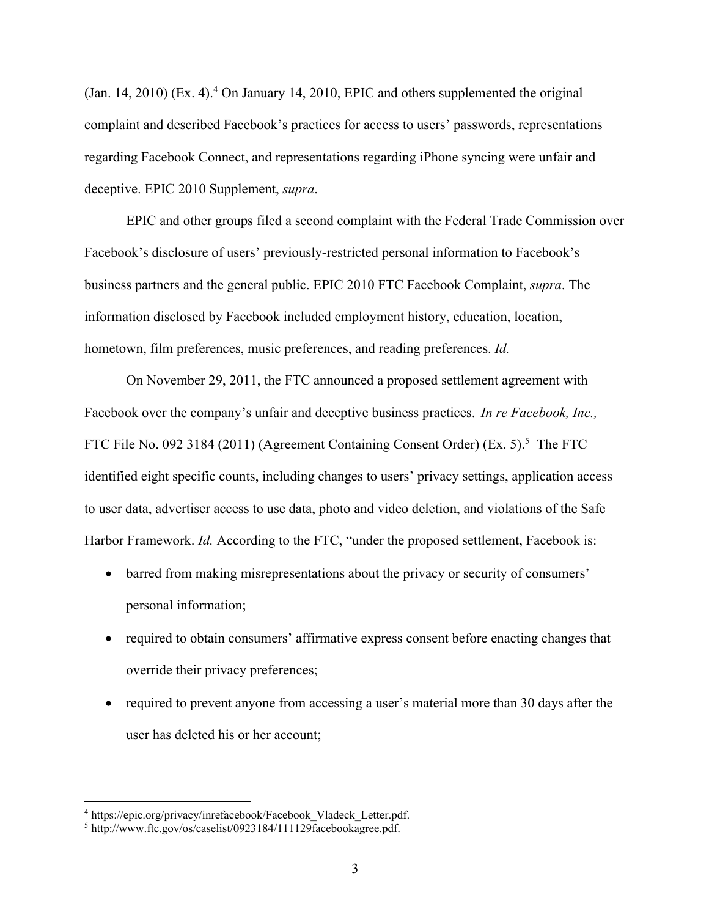(Jan. 14, 2010) (Ex. 4).[4] On January 14, 2010, EPIC and others supplemented the original complaint and described Facebook's practices for access to users' passwords, representations regarding Facebook Connect, and representations regarding iPhone syncing were unfair and deceptive. EPIC 2010 Supplement, *supra*.

EPIC and other groups filed a second complaint with the Federal Trade Commission over Facebook's disclosure of users' previously-restricted personal information to Facebook's business partners and the general public. EPIC 2010 FTC Facebook Complaint, *supra*. The information disclosed by Facebook included employment history, education, location, hometown, film preferences, music preferences, and reading preferences. *Id.*

On November 29, 2011, the FTC announced a proposed settlement agreement with Facebook over the company's unfair and deceptive business practices. *In re Facebook, Inc.,* FTC File No. 092 3184 (2011) (Agreement Containing Consent Order) (Ex. 5).[5] The FTC identified eight specific counts, including changes to users' privacy settings, application access to user data, advertiser access to use data, photo and video deletion, and violations of the Safe Harbor Framework. *Id.* According to the FTC, "under the proposed settlement, Facebook is:

- barred from making misrepresentations about the privacy or security of consumers' personal information;
- required to obtain consumers' affirmative express consent before enacting changes that override their privacy preferences;
- required to prevent anyone from accessing a user's material more than 30 days after the user has deleted his or her account;

[4] https://epic.org/privacy/inrefacebook/Facebook_Vladeck_Letter.pdf.
[5] http://www.ftc.gov/os/caselist/0923184/111129facebookagree.pdf.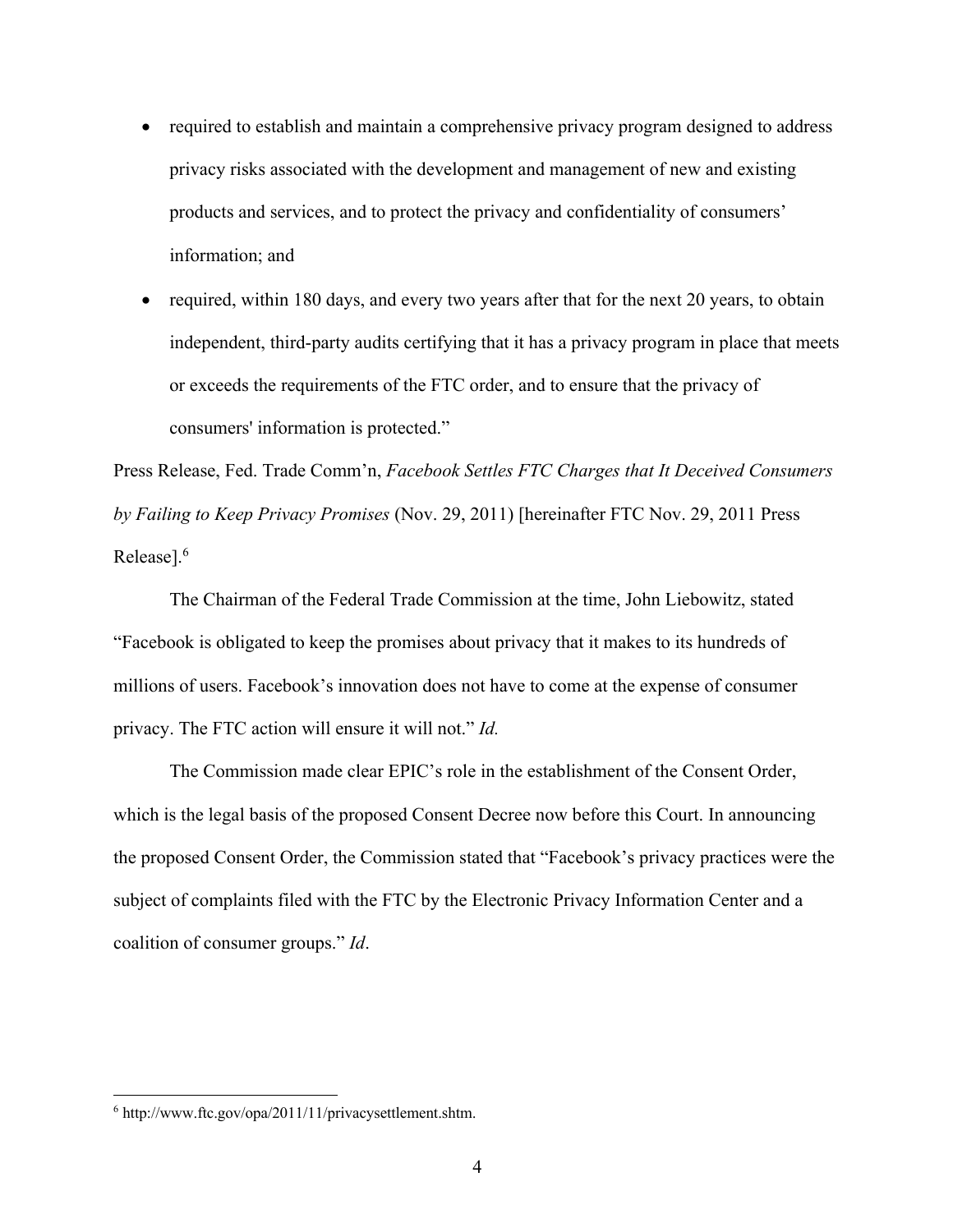- required to establish and maintain a comprehensive privacy program designed to address privacy risks associated with the development and management of new and existing products and services, and to protect the privacy and confidentiality of consumers' information; and
- required, within 180 days, and every two years after that for the next 20 years, to obtain independent, third-party audits certifying that it has a privacy program in place that meets or exceeds the requirements of the FTC order, and to ensure that the privacy of consumers' information is protected."

Press Release, Fed. Trade Comm'n, *Facebook Settles FTC Charges that It Deceived Consumers by Failing to Keep Privacy Promises* (Nov. 29, 2011) [hereinafter FTC Nov. 29, 2011 Press Release].[6]

The Chairman of the Federal Trade Commission at the time, John Liebowitz, stated "Facebook is obligated to keep the promises about privacy that it makes to its hundreds of millions of users. Facebook's innovation does not have to come at the expense of consumer privacy. The FTC action will ensure it will not." *Id.*

The Commission made clear EPIC's role in the establishment of the Consent Order, which is the legal basis of the proposed Consent Decree now before this Court. In announcing the proposed Consent Order, the Commission stated that "Facebook's privacy practices were the subject of complaints filed with the FTC by the Electronic Privacy Information Center and a coalition of consumer groups." *Id*.

---

[6] http://www.ftc.gov/opa/2011/11/privacysettlement.shtm.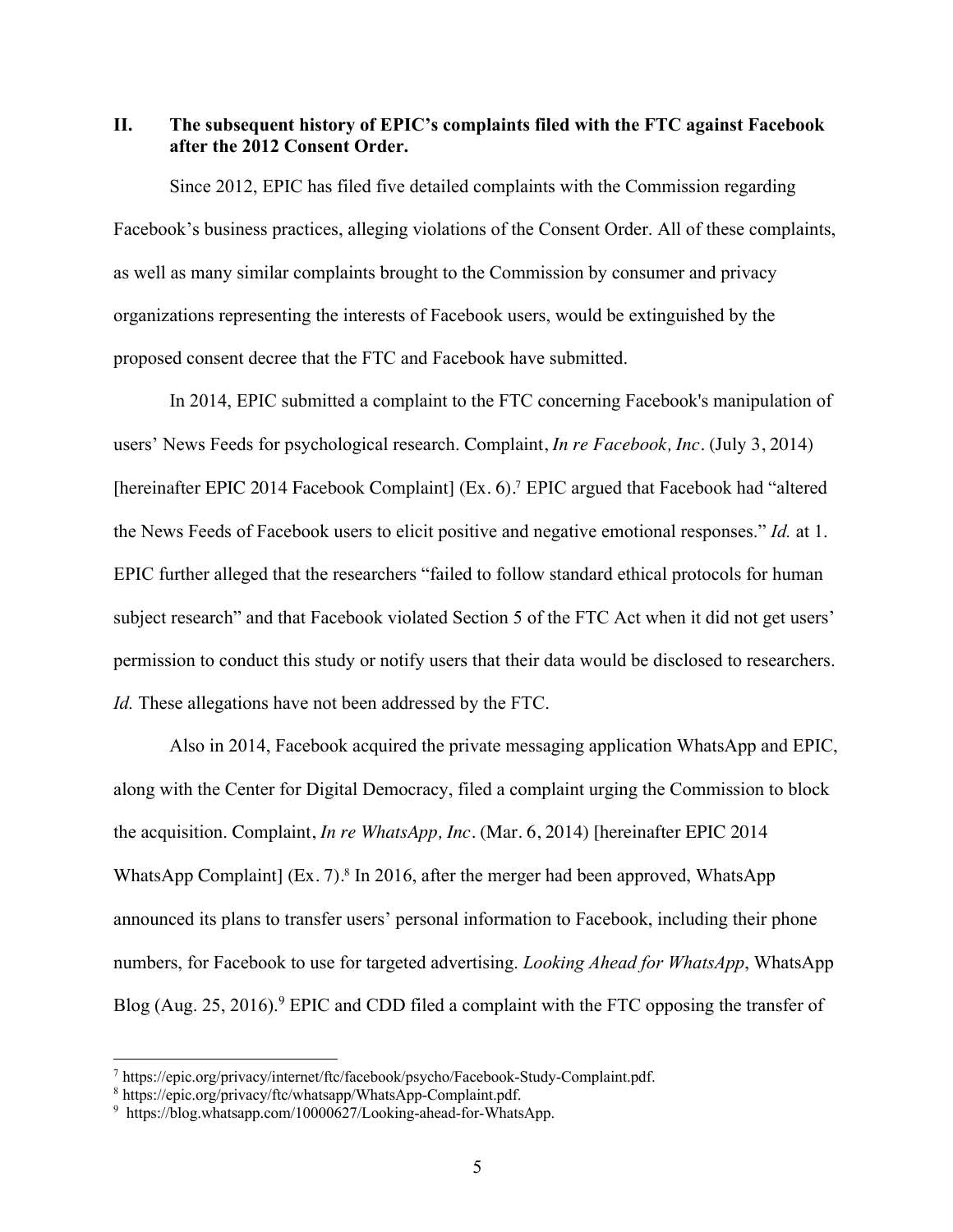## II. The subsequent history of EPIC's complaints filed with the FTC against Facebook after the 2012 Consent Order.

Since 2012, EPIC has filed five detailed complaints with the Commission regarding Facebook's business practices, alleging violations of the Consent Order. All of these complaints, as well as many similar complaints brought to the Commission by consumer and privacy organizations representing the interests of Facebook users, would be extinguished by the proposed consent decree that the FTC and Facebook have submitted.

In 2014, EPIC submitted a complaint to the FTC concerning Facebook's manipulation of users' News Feeds for psychological research. Complaint, *In re Facebook, Inc*. (July 3, 2014) [hereinafter EPIC 2014 Facebook Complaint] (Ex. 6).[7] EPIC argued that Facebook had "altered the News Feeds of Facebook users to elicit positive and negative emotional responses." *Id.* at 1. EPIC further alleged that the researchers "failed to follow standard ethical protocols for human subject research" and that Facebook violated Section 5 of the FTC Act when it did not get users' permission to conduct this study or notify users that their data would be disclosed to researchers. *Id.* These allegations have not been addressed by the FTC.

Also in 2014, Facebook acquired the private messaging application WhatsApp and EPIC, along with the Center for Digital Democracy, filed a complaint urging the Commission to block the acquisition. Complaint, *In re WhatsApp, Inc*. (Mar. 6, 2014) [hereinafter EPIC 2014 WhatsApp Complaint] (Ex. 7).[8] In 2016, after the merger had been approved, WhatsApp announced its plans to transfer users' personal information to Facebook, including their phone numbers, for Facebook to use for targeted advertising. *Looking Ahead for WhatsApp*, WhatsApp Blog (Aug. 25, 2016).[9] EPIC and CDD filed a complaint with the FTC opposing the transfer of

---

[7] https://epic.org/privacy/internet/ftc/facebook/psycho/Facebook-Study-Complaint.pdf.

[8] https://epic.org/privacy/ftc/whatsapp/WhatsApp-Complaint.pdf.

[9] https://blog.whatsapp.com/10000627/Looking-ahead-for-WhatsApp.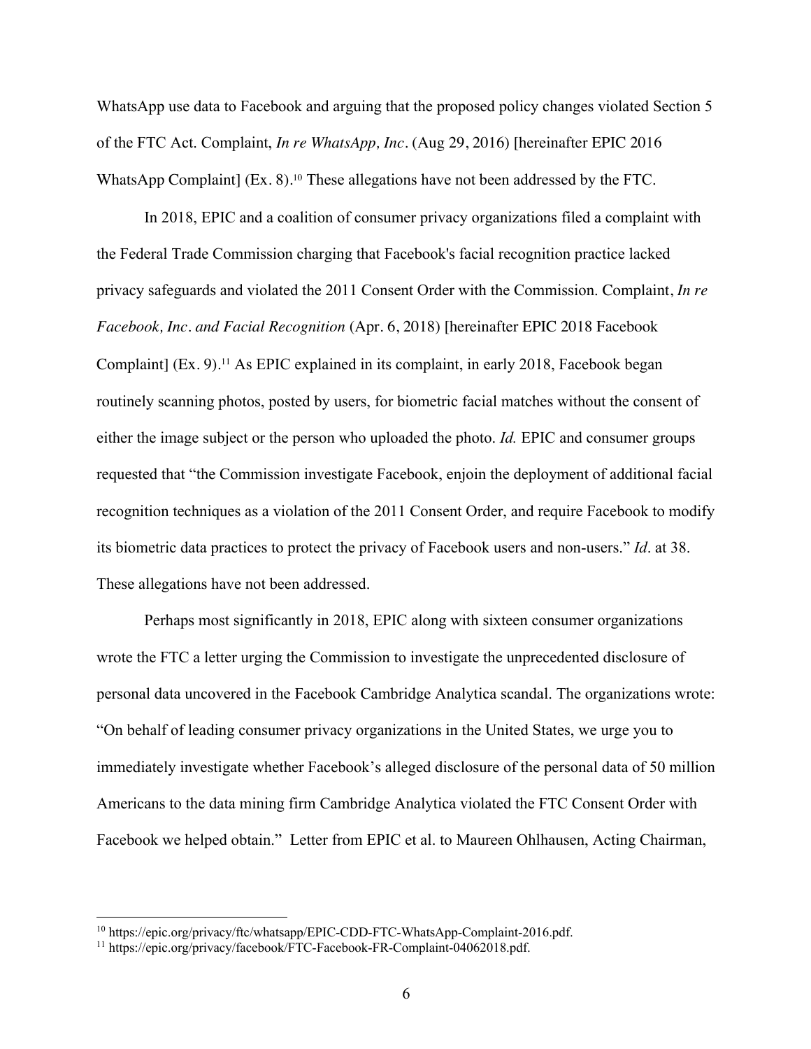WhatsApp use data to Facebook and arguing that the proposed policy changes violated Section 5 of the FTC Act. Complaint, *In re WhatsApp, Inc.* (Aug 29, 2016) [hereinafter EPIC 2016 WhatsApp Complaint] (Ex. 8).[10] These allegations have not been addressed by the FTC.

In 2018, EPIC and a coalition of consumer privacy organizations filed a complaint with the Federal Trade Commission charging that Facebook's facial recognition practice lacked privacy safeguards and violated the 2011 Consent Order with the Commission. Complaint, *In re Facebook, Inc. and Facial Recognition* (Apr. 6, 2018) [hereinafter EPIC 2018 Facebook Complaint] (Ex. 9).[11] As EPIC explained in its complaint, in early 2018, Facebook began routinely scanning photos, posted by users, for biometric facial matches without the consent of either the image subject or the person who uploaded the photo. *Id.* EPIC and consumer groups requested that "the Commission investigate Facebook, enjoin the deployment of additional facial recognition techniques as a violation of the 2011 Consent Order, and require Facebook to modify its biometric data practices to protect the privacy of Facebook users and non-users." *Id*. at 38. These allegations have not been addressed.

Perhaps most significantly in 2018, EPIC along with sixteen consumer organizations wrote the FTC a letter urging the Commission to investigate the unprecedented disclosure of personal data uncovered in the Facebook Cambridge Analytica scandal. The organizations wrote: "On behalf of leading consumer privacy organizations in the United States, we urge you to immediately investigate whether Facebook's alleged disclosure of the personal data of 50 million Americans to the data mining firm Cambridge Analytica violated the FTC Consent Order with Facebook we helped obtain." Letter from EPIC et al. to Maureen Ohlhausen, Acting Chairman,

---

[10] https://epic.org/privacy/ftc/whatsapp/EPIC-CDD-FTC-WhatsApp-Complaint-2016.pdf.

[11] https://epic.org/privacy/facebook/FTC-Facebook-FR-Complaint-04062018.pdf.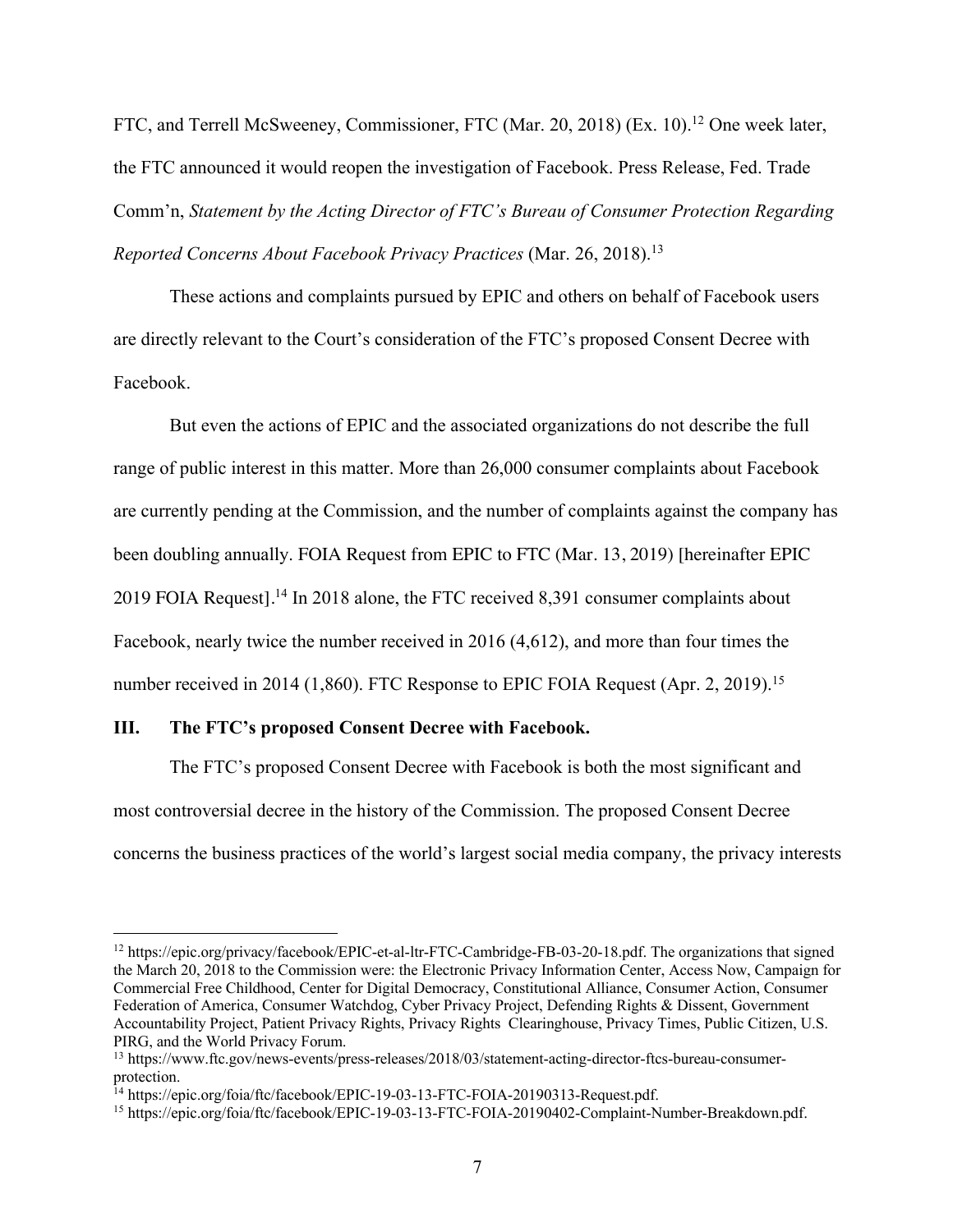FTC, and Terrell McSweeney, Commissioner, FTC (Mar. 20, 2018) (Ex. 10).[12] One week later, the FTC announced it would reopen the investigation of Facebook. Press Release, Fed. Trade Comm'n, *Statement by the Acting Director of FTC's Bureau of Consumer Protection Regarding Reported Concerns About Facebook Privacy Practices* (Mar. 26, 2018).[13]

These actions and complaints pursued by EPIC and others on behalf of Facebook users are directly relevant to the Court's consideration of the FTC's proposed Consent Decree with Facebook.

But even the actions of EPIC and the associated organizations do not describe the full range of public interest in this matter. More than 26,000 consumer complaints about Facebook are currently pending at the Commission, and the number of complaints against the company has been doubling annually. FOIA Request from EPIC to FTC (Mar. 13, 2019) [hereinafter EPIC 2019 FOIA Request].[14] In 2018 alone, the FTC received 8,391 consumer complaints about Facebook, nearly twice the number received in 2016 (4,612), and more than four times the number received in 2014 (1,860). FTC Response to EPIC FOIA Request (Apr. 2, 2019).[15]

### III. The FTC's proposed Consent Decree with Facebook.

The FTC's proposed Consent Decree with Facebook is both the most significant and most controversial decree in the history of the Commission. The proposed Consent Decree concerns the business practices of the world's largest social media company, the privacy interests

---

[12] https://epic.org/privacy/facebook/EPIC-et-al-ltr-FTC-Cambridge-FB-03-20-18.pdf. The organizations that signed the March 20, 2018 to the Commission were: the Electronic Privacy Information Center, Access Now, Campaign for Commercial Free Childhood, Center for Digital Democracy, Constitutional Alliance, Consumer Action, Consumer Federation of America, Consumer Watchdog, Cyber Privacy Project, Defending Rights & Dissent, Government Accountability Project, Patient Privacy Rights, Privacy Rights Clearinghouse, Privacy Times, Public Citizen, U.S. PIRG, and the World Privacy Forum.

[13] https://www.ftc.gov/news-events/press-releases/2018/03/statement-acting-director-ftcs-bureau-consumer-protection.

[14] https://epic.org/foia/ftc/facebook/EPIC-19-03-13-FTC-FOIA-20190313-Request.pdf.

[15] https://epic.org/foia/ftc/facebook/EPIC-19-03-13-FTC-FOIA-20190402-Complaint-Number-Breakdown.pdf.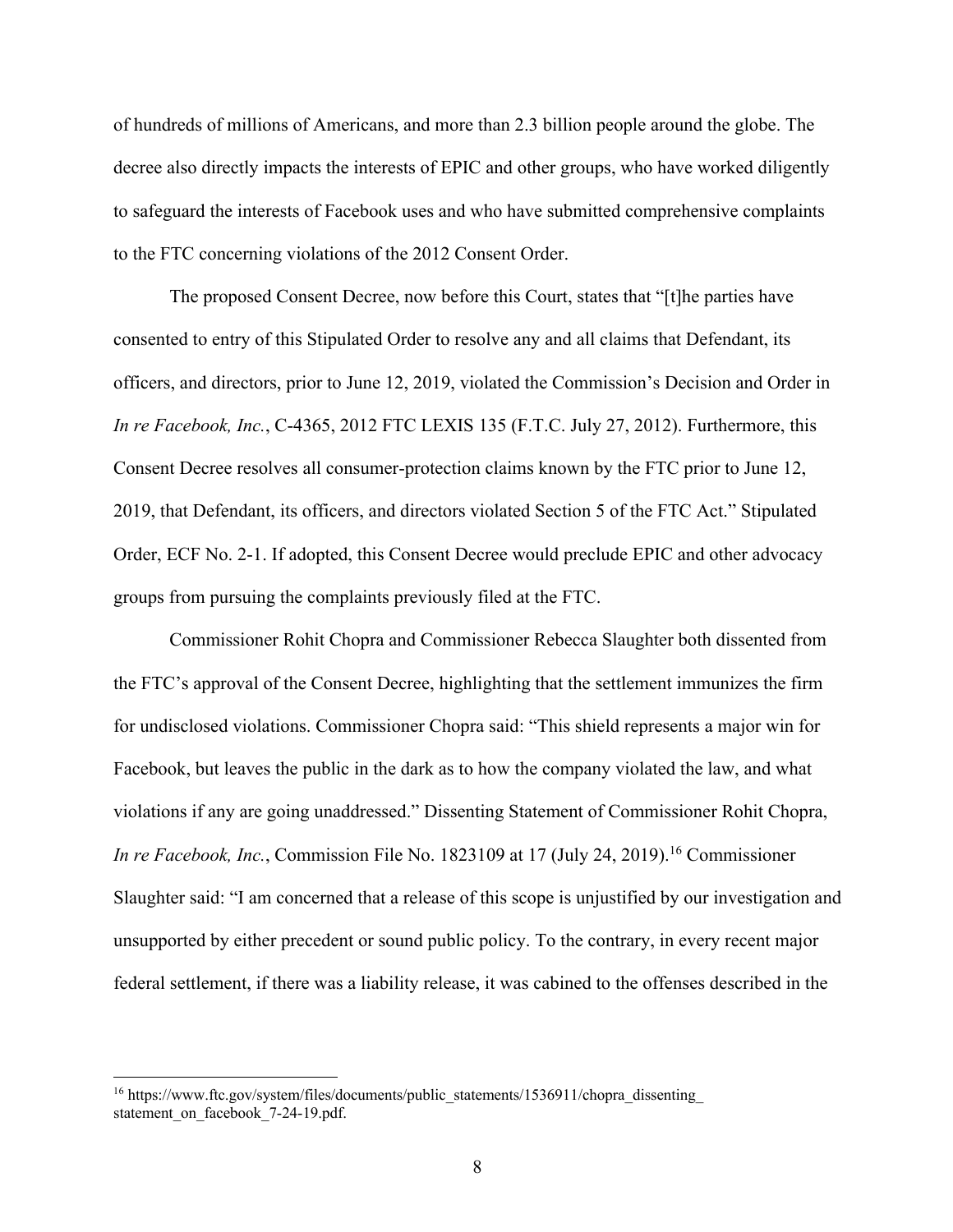of hundreds of millions of Americans, and more than 2.3 billion people around the globe. The decree also directly impacts the interests of EPIC and other groups, who have worked diligently to safeguard the interests of Facebook uses and who have submitted comprehensive complaints to the FTC concerning violations of the 2012 Consent Order.

The proposed Consent Decree, now before this Court, states that "[t]he parties have consented to entry of this Stipulated Order to resolve any and all claims that Defendant, its officers, and directors, prior to June 12, 2019, violated the Commission's Decision and Order in *In re Facebook, Inc.*, C-4365, 2012 FTC LEXIS 135 (F.T.C. July 27, 2012). Furthermore, this Consent Decree resolves all consumer-protection claims known by the FTC prior to June 12, 2019, that Defendant, its officers, and directors violated Section 5 of the FTC Act." Stipulated Order, ECF No. 2-1. If adopted, this Consent Decree would preclude EPIC and other advocacy groups from pursuing the complaints previously filed at the FTC.

Commissioner Rohit Chopra and Commissioner Rebecca Slaughter both dissented from the FTC's approval of the Consent Decree, highlighting that the settlement immunizes the firm for undisclosed violations. Commissioner Chopra said: "This shield represents a major win for Facebook, but leaves the public in the dark as to how the company violated the law, and what violations if any are going unaddressed." Dissenting Statement of Commissioner Rohit Chopra, *In re Facebook, Inc.*, Commission File No. 1823109 at 17 (July 24, 2019).[16] Commissioner Slaughter said: "I am concerned that a release of this scope is unjustified by our investigation and unsupported by either precedent or sound public policy. To the contrary, in every recent major federal settlement, if there was a liability release, it was cabined to the offenses described in the

---

[16] https://www.ftc.gov/system/files/documents/public_statements/1536911/chopra_dissenting_statement_on_facebook_7-24-19.pdf.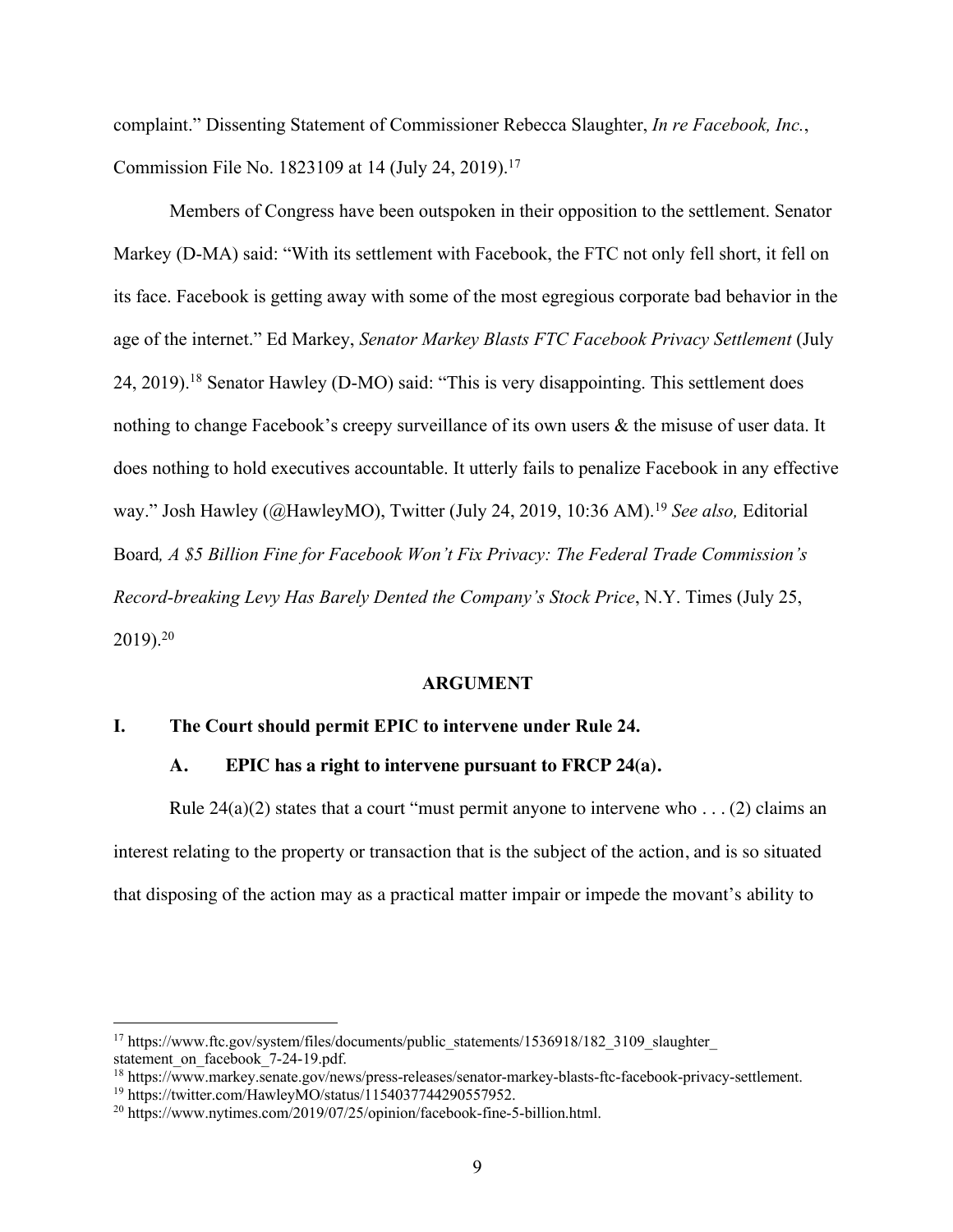complaint." Dissenting Statement of Commissioner Rebecca Slaughter, *In re Facebook, Inc.*, Commission File No. 1823109 at 14 (July 24, 2019).[17]

Members of Congress have been outspoken in their opposition to the settlement. Senator Markey (D-MA) said: "With its settlement with Facebook, the FTC not only fell short, it fell on its face. Facebook is getting away with some of the most egregious corporate bad behavior in the age of the internet." Ed Markey, *Senator Markey Blasts FTC Facebook Privacy Settlement* (July 24, 2019).[18] Senator Hawley (D-MO) said: "This is very disappointing. This settlement does nothing to change Facebook's creepy surveillance of its own users & the misuse of user data. It does nothing to hold executives accountable. It utterly fails to penalize Facebook in any effective way." Josh Hawley (@HawleyMO), Twitter (July 24, 2019, 10:36 AM).[19] *See also,* Editorial Board*, A $5 Billion Fine for Facebook Won't Fix Privacy: The Federal Trade Commission's Record-breaking Levy Has Barely Dented the Company's Stock Price*, N.Y. Times (July 25, 2019).[20]

## ARGUMENT

### I. The Court should permit EPIC to intervene under Rule 24.

#### A. EPIC has a right to intervene pursuant to FRCP 24(a).

Rule 24(a)(2) states that a court "must permit anyone to intervene who . . . (2) claims an interest relating to the property or transaction that is the subject of the action, and is so situated that disposing of the action may as a practical matter impair or impede the movant's ability to

---

[17] https://www.ftc.gov/system/files/documents/public_statements/1536918/182_3109_slaughter_statement_on_facebook_7-24-19.pdf.

[18] https://www.markey.senate.gov/news/press-releases/senator-markey-blasts-ftc-facebook-privacy-settlement.

[19] https://twitter.com/HawleyMO/status/1154037744290557952.

[20] https://www.nytimes.com/2019/07/25/opinion/facebook-fine-5-billion.html.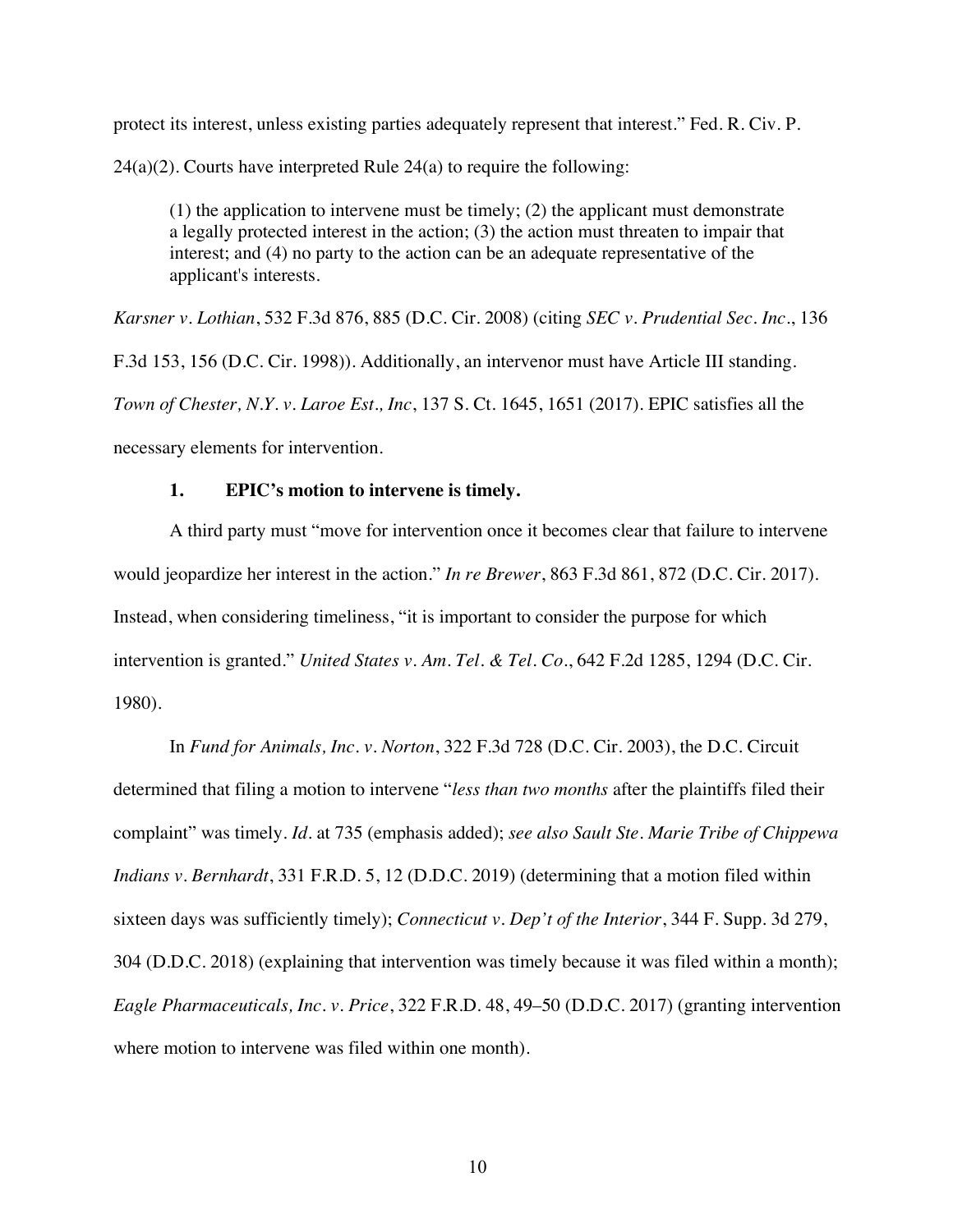protect its interest, unless existing parties adequately represent that interest." Fed. R. Civ. P. 24(a)(2). Courts have interpreted Rule 24(a) to require the following:

> (1) the application to intervene must be timely; (2) the applicant must demonstrate a legally protected interest in the action; (3) the action must threaten to impair that interest; and (4) no party to the action can be an adequate representative of the applicant's interests.

*Karsner v. Lothian*, 532 F.3d 876, 885 (D.C. Cir. 2008) (citing *SEC v. Prudential Sec. Inc.*, 136 F.3d 153, 156 (D.C. Cir. 1998)). Additionally, an intervenor must have Article III standing. *Town of Chester, N.Y. v. Laroe Est., Inc*, 137 S. Ct. 1645, 1651 (2017). EPIC satisfies all the necessary elements for intervention.

**1. EPIC's motion to intervene is timely.**

A third party must "move for intervention once it becomes clear that failure to intervene would jeopardize her interest in the action." *In re Brewer*, 863 F.3d 861, 872 (D.C. Cir. 2017). Instead, when considering timeliness, "it is important to consider the purpose for which intervention is granted." *United States v. Am. Tel. & Tel. Co.*, 642 F.2d 1285, 1294 (D.C. Cir. 1980).

In *Fund for Animals, Inc. v. Norton*, 322 F.3d 728 (D.C. Cir. 2003), the D.C. Circuit determined that filing a motion to intervene "*less than two months* after the plaintiffs filed their complaint" was timely. *Id.* at 735 (emphasis added); *see also Sault Ste. Marie Tribe of Chippewa Indians v. Bernhardt*, 331 F.R.D. 5, 12 (D.D.C. 2019) (determining that a motion filed within sixteen days was sufficiently timely); *Connecticut v. Dep't of the Interior*, 344 F. Supp. 3d 279, 304 (D.D.C. 2018) (explaining that intervention was timely because it was filed within a month); *Eagle Pharmaceuticals, Inc. v. Price*, 322 F.R.D. 48, 49–50 (D.D.C. 2017) (granting intervention where motion to intervene was filed within one month).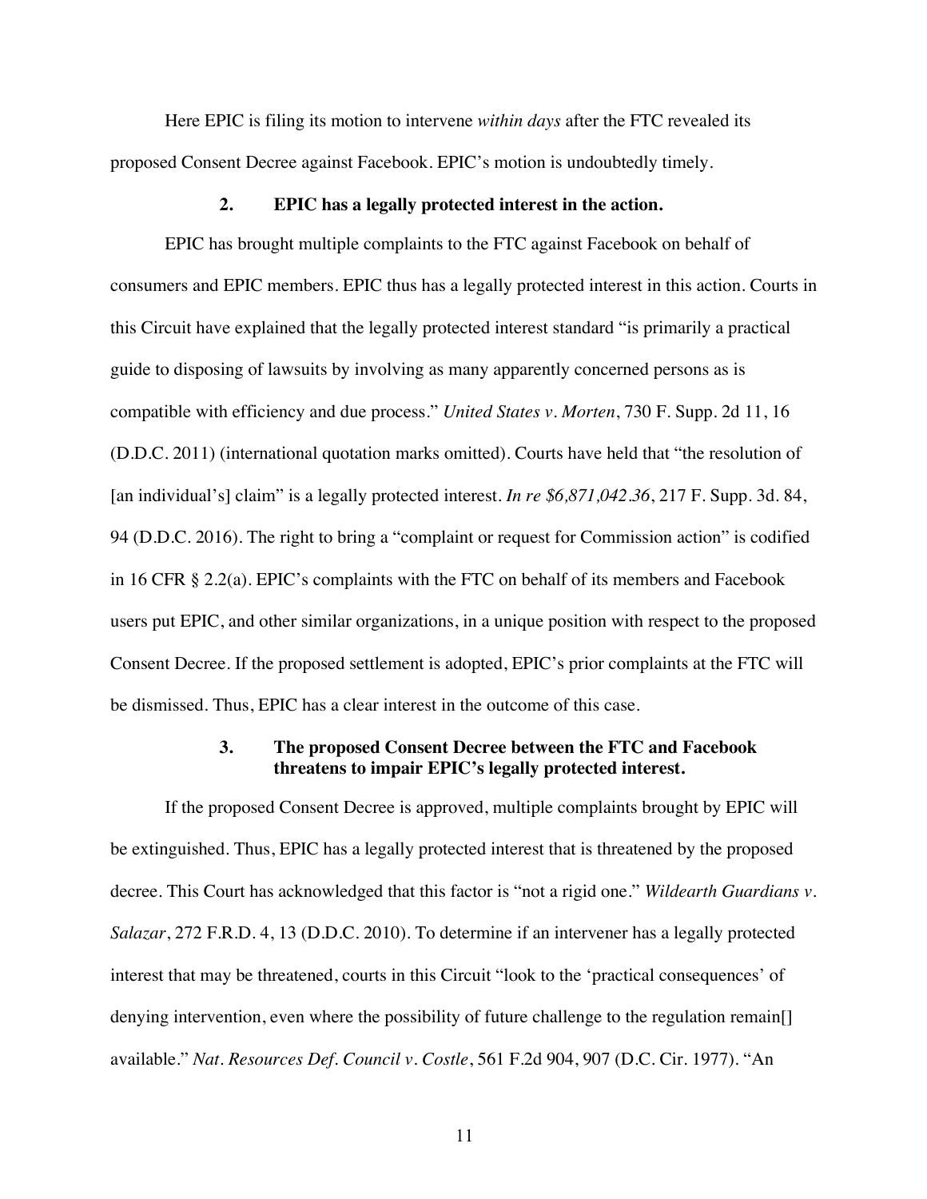Here EPIC is filing its motion to intervene *within days* after the FTC revealed its proposed Consent Decree against Facebook. EPIC's motion is undoubtedly timely.

### 2. EPIC has a legally protected interest in the action.

EPIC has brought multiple complaints to the FTC against Facebook on behalf of consumers and EPIC members. EPIC thus has a legally protected interest in this action. Courts in this Circuit have explained that the legally protected interest standard "is primarily a practical guide to disposing of lawsuits by involving as many apparently concerned persons as is compatible with efficiency and due process." *United States v. Morten*, 730 F. Supp. 2d 11, 16 (D.D.C. 2011) (international quotation marks omitted). Courts have held that "the resolution of [an individual's] claim" is a legally protected interest. *In re $6,871,042.36*, 217 F. Supp. 3d. 84, 94 (D.D.C. 2016). The right to bring a "complaint or request for Commission action" is codified in 16 CFR § 2.2(a). EPIC's complaints with the FTC on behalf of its members and Facebook users put EPIC, and other similar organizations, in a unique position with respect to the proposed Consent Decree. If the proposed settlement is adopted, EPIC's prior complaints at the FTC will be dismissed. Thus, EPIC has a clear interest in the outcome of this case.

### 3. The proposed Consent Decree between the FTC and Facebook threatens to impair EPIC's legally protected interest.

If the proposed Consent Decree is approved, multiple complaints brought by EPIC will be extinguished. Thus, EPIC has a legally protected interest that is threatened by the proposed decree. This Court has acknowledged that this factor is "not a rigid one." *Wildearth Guardians v. Salazar*, 272 F.R.D. 4, 13 (D.D.C. 2010). To determine if an intervener has a legally protected interest that may be threatened, courts in this Circuit "look to the 'practical consequences' of denying intervention, even where the possibility of future challenge to the regulation remain[] available." *Nat. Resources Def. Council v. Costle*, 561 F.2d 904, 907 (D.C. Cir. 1977). "An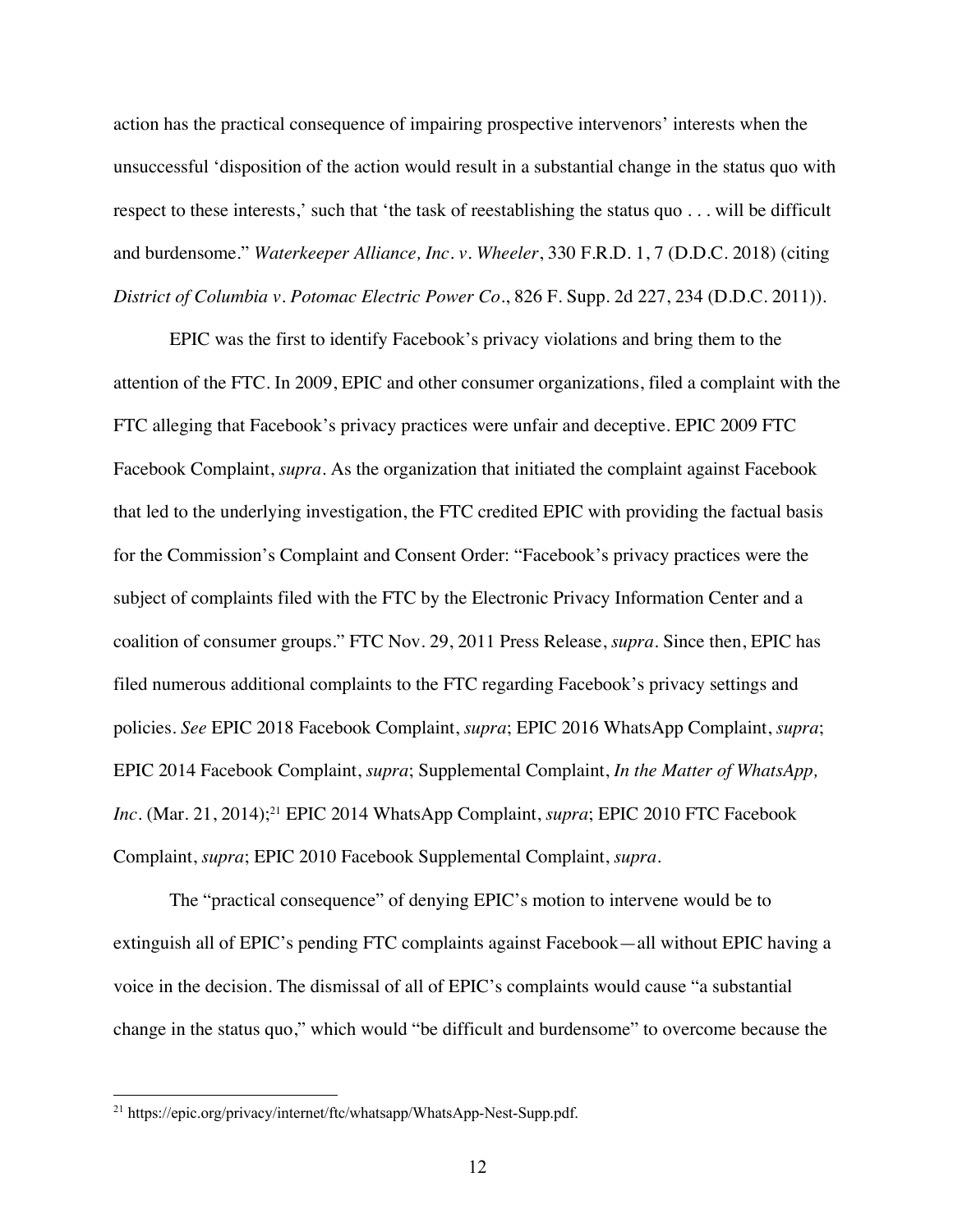action has the practical consequence of impairing prospective intervenors' interests when the unsuccessful 'disposition of the action would result in a substantial change in the status quo with respect to these interests,' such that 'the task of reestablishing the status quo . . . will be difficult and burdensome." *Waterkeeper Alliance, Inc. v. Wheeler*, 330 F.R.D. 1, 7 (D.D.C. 2018) (citing *District of Columbia v. Potomac Electric Power Co*., 826 F. Supp. 2d 227, 234 (D.D.C. 2011)).

EPIC was the first to identify Facebook's privacy violations and bring them to the attention of the FTC. In 2009, EPIC and other consumer organizations, filed a complaint with the FTC alleging that Facebook's privacy practices were unfair and deceptive. EPIC 2009 FTC Facebook Complaint, *supra*. As the organization that initiated the complaint against Facebook that led to the underlying investigation, the FTC credited EPIC with providing the factual basis for the Commission's Complaint and Consent Order: "Facebook's privacy practices were the subject of complaints filed with the FTC by the Electronic Privacy Information Center and a coalition of consumer groups." FTC Nov. 29, 2011 Press Release, *supra*. Since then, EPIC has filed numerous additional complaints to the FTC regarding Facebook's privacy settings and policies. *See* EPIC 2018 Facebook Complaint, *supra*; EPIC 2016 WhatsApp Complaint, *supra*; EPIC 2014 Facebook Complaint, *supra*; Supplemental Complaint, *In the Matter of WhatsApp, Inc*. (Mar. 21, 2014);[21] EPIC 2014 WhatsApp Complaint, *supra*; EPIC 2010 FTC Facebook Complaint, *supra*; EPIC 2010 Facebook Supplemental Complaint, *supra*.

The "practical consequence" of denying EPIC's motion to intervene would be to extinguish all of EPIC's pending FTC complaints against Facebook—all without EPIC having a voice in the decision. The dismissal of all of EPIC's complaints would cause "a substantial change in the status quo," which would "be difficult and burdensome" to overcome because the

[21] https://epic.org/privacy/internet/ftc/whatsapp/WhatsApp-Nest-Supp.pdf.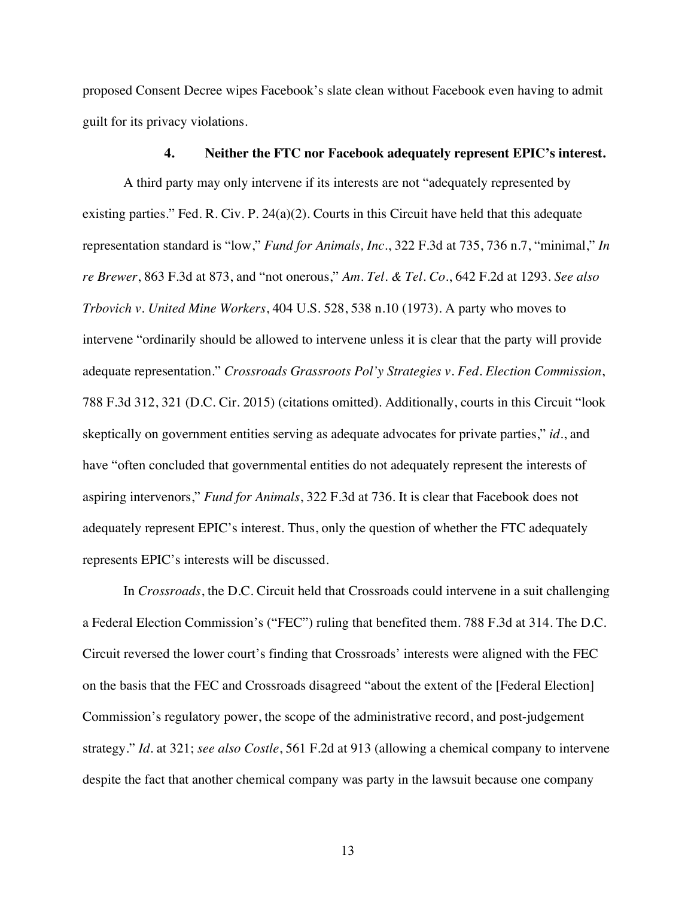proposed Consent Decree wipes Facebook's slate clean without Facebook even having to admit guilt for its privacy violations.

### 4. Neither the FTC nor Facebook adequately represent EPIC's interest.

A third party may only intervene if its interests are not "adequately represented by existing parties." Fed. R. Civ. P. 24(a)(2). Courts in this Circuit have held that this adequate representation standard is "low," *Fund for Animals, Inc.*, 322 F.3d at 735, 736 n.7, "minimal," *In re Brewer*, 863 F.3d at 873, and "not onerous," *Am. Tel. & Tel. Co.*, 642 F.2d at 1293. *See also Trbovich v. United Mine Workers*, 404 U.S. 528, 538 n.10 (1973). A party who moves to intervene "ordinarily should be allowed to intervene unless it is clear that the party will provide adequate representation." *Crossroads Grassroots Pol'y Strategies v. Fed. Election Commission*, 788 F.3d 312, 321 (D.C. Cir. 2015) (citations omitted). Additionally, courts in this Circuit "look skeptically on government entities serving as adequate advocates for private parties," *id.*, and have "often concluded that governmental entities do not adequately represent the interests of aspiring intervenors," *Fund for Animals*, 322 F.3d at 736. It is clear that Facebook does not adequately represent EPIC's interest. Thus, only the question of whether the FTC adequately represents EPIC's interests will be discussed.

In *Crossroads*, the D.C. Circuit held that Crossroads could intervene in a suit challenging a Federal Election Commission's ("FEC") ruling that benefited them. 788 F.3d at 314. The D.C. Circuit reversed the lower court's finding that Crossroads' interests were aligned with the FEC on the basis that the FEC and Crossroads disagreed "about the extent of the [Federal Election] Commission's regulatory power, the scope of the administrative record, and post-judgement strategy." *Id.* at 321; *see also Costle*, 561 F.2d at 913 (allowing a chemical company to intervene despite the fact that another chemical company was party in the lawsuit because one company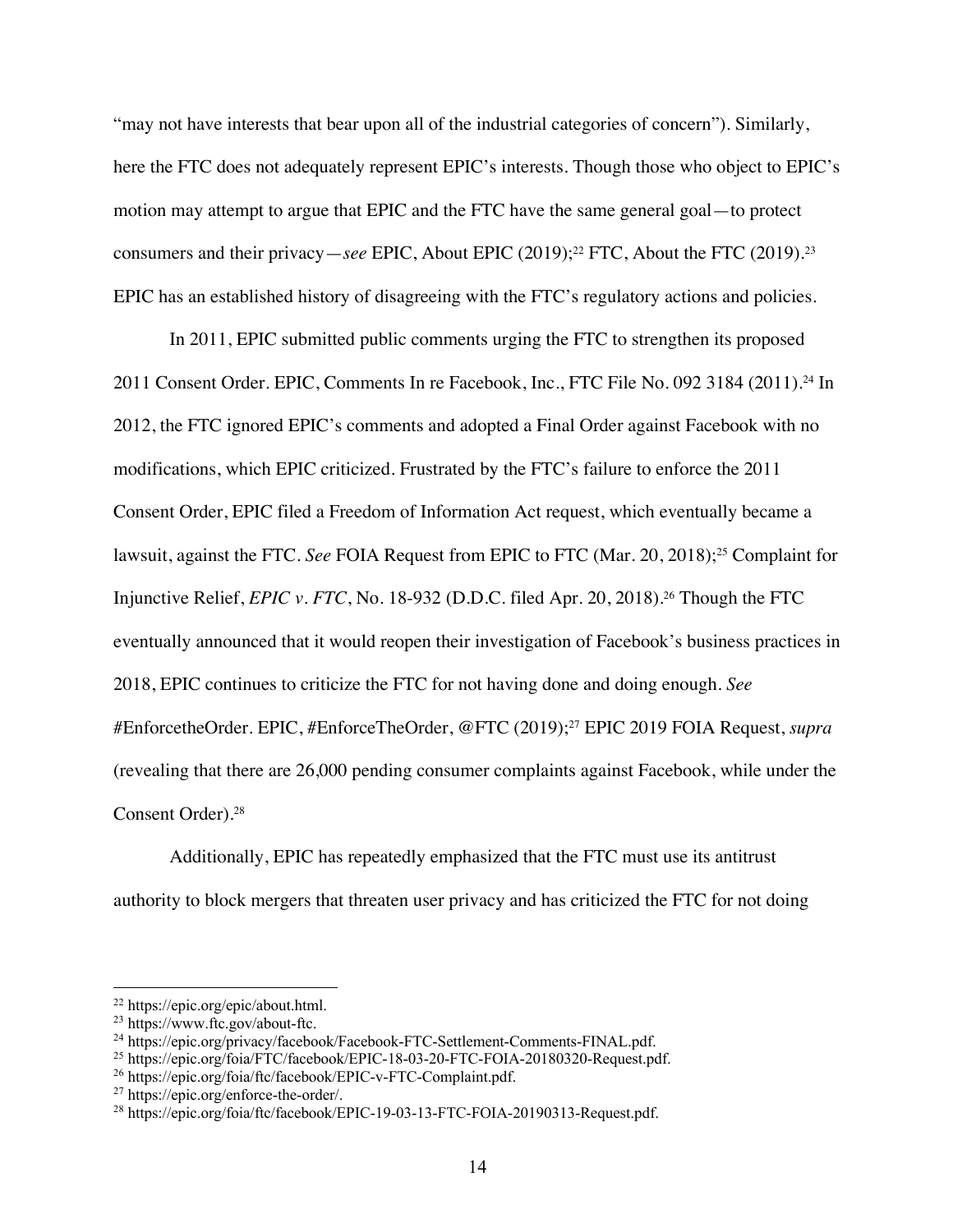"may not have interests that bear upon all of the industrial categories of concern"). Similarly, here the FTC does not adequately represent EPIC's interests. Though those who object to EPIC's motion may attempt to argue that EPIC and the FTC have the same general goal—to protect consumers and their privacy—*see* EPIC, About EPIC (2019);[22] FTC, About the FTC (2019).[23] EPIC has an established history of disagreeing with the FTC's regulatory actions and policies.

In 2011, EPIC submitted public comments urging the FTC to strengthen its proposed 2011 Consent Order. EPIC, Comments In re Facebook, Inc., FTC File No. 092 3184 (2011).[24] In 2012, the FTC ignored EPIC's comments and adopted a Final Order against Facebook with no modifications, which EPIC criticized. Frustrated by the FTC's failure to enforce the 2011 Consent Order, EPIC filed a Freedom of Information Act request, which eventually became a lawsuit, against the FTC. *See* FOIA Request from EPIC to FTC (Mar. 20, 2018);[25] Complaint for Injunctive Relief, *EPIC v. FTC*, No. 18-932 (D.D.C. filed Apr. 20, 2018).[26] Though the FTC eventually announced that it would reopen their investigation of Facebook's business practices in 2018, EPIC continues to criticize the FTC for not having done and doing enough. *See* #EnforcetheOrder. EPIC, #EnforceTheOrder, @FTC (2019);[27] EPIC 2019 FOIA Request, *supra* (revealing that there are 26,000 pending consumer complaints against Facebook, while under the Consent Order).[28]

Additionally, EPIC has repeatedly emphasized that the FTC must use its antitrust authority to block mergers that threaten user privacy and has criticized the FTC for not doing

---

[22] https://epic.org/epic/about.html.

[23] https://www.ftc.gov/about-ftc.

[24] https://epic.org/privacy/facebook/Facebook-FTC-Settlement-Comments-FINAL.pdf.

[25] https://epic.org/foia/FTC/facebook/EPIC-18-03-20-FTC-FOIA-20180320-Request.pdf.

[26] https://epic.org/foia/ftc/facebook/EPIC-v-FTC-Complaint.pdf.

[27] https://epic.org/enforce-the-order/.

[28] https://epic.org/foia/ftc/facebook/EPIC-19-03-13-FTC-FOIA-20190313-Request.pdf.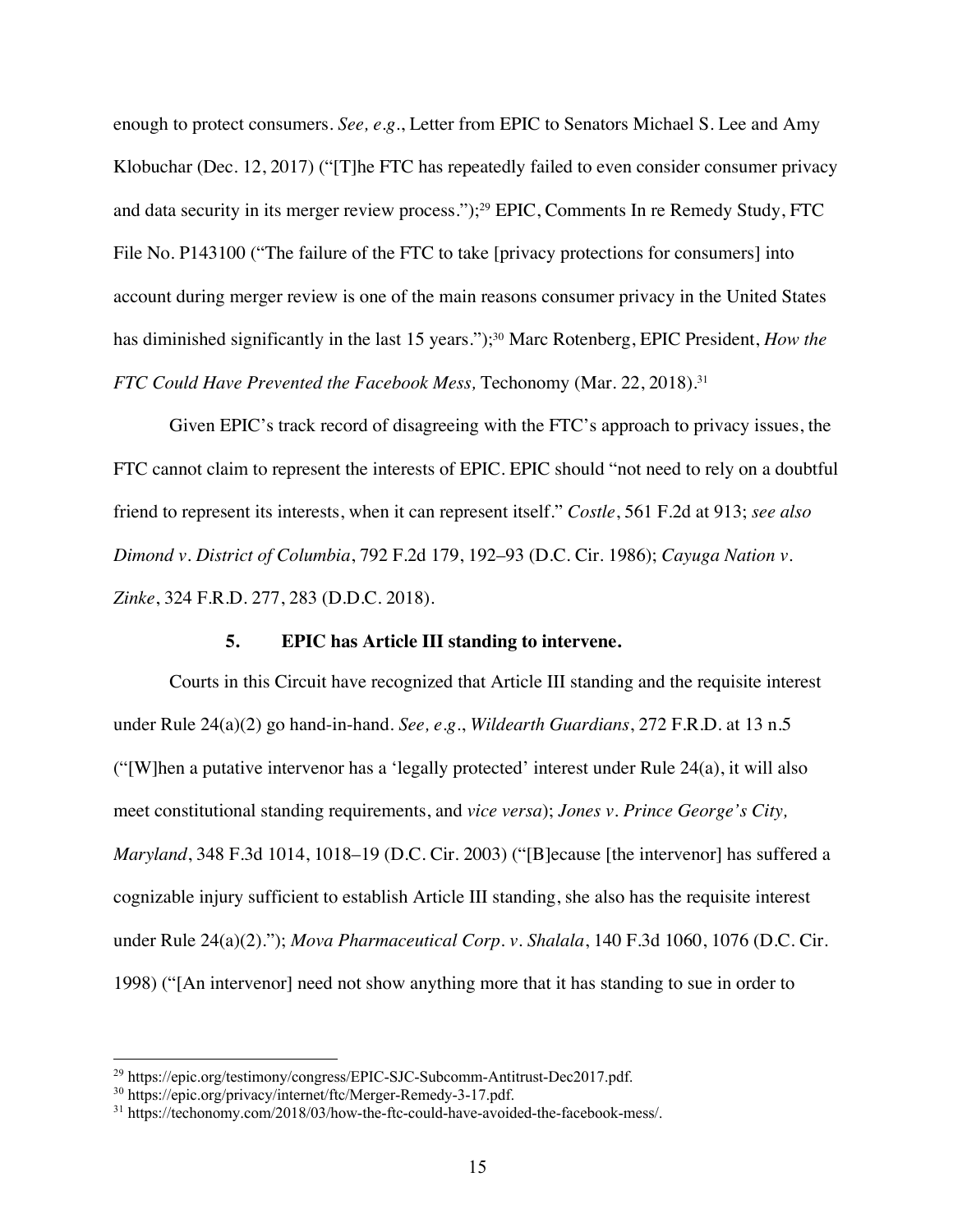enough to protect consumers. *See, e.g.*, Letter from EPIC to Senators Michael S. Lee and Amy Klobuchar (Dec. 12, 2017) ("[T]he FTC has repeatedly failed to even consider consumer privacy and data security in its merger review process.");[29] EPIC, Comments In re Remedy Study, FTC File No. P143100 ("The failure of the FTC to take [privacy protections for consumers] into account during merger review is one of the main reasons consumer privacy in the United States has diminished significantly in the last 15 years.");[30] Marc Rotenberg, EPIC President, *How the FTC Could Have Prevented the Facebook Mess,* Techonomy (Mar. 22, 2018).[31]

Given EPIC's track record of disagreeing with the FTC's approach to privacy issues, the FTC cannot claim to represent the interests of EPIC. EPIC should "not need to rely on a doubtful friend to represent its interests, when it can represent itself." *Costle*, 561 F.2d at 913; *see also Dimond v. District of Columbia*, 792 F.2d 179, 192–93 (D.C. Cir. 1986); *Cayuga Nation v. Zinke*, 324 F.R.D. 277, 283 (D.D.C. 2018).

### 5. EPIC has Article III standing to intervene.

Courts in this Circuit have recognized that Article III standing and the requisite interest under Rule 24(a)(2) go hand-in-hand. *See, e.g.*, *Wildearth Guardians*, 272 F.R.D. at 13 n.5 ("[W]hen a putative intervenor has a 'legally protected' interest under Rule 24(a), it will also meet constitutional standing requirements, and *vice versa*); *Jones v. Prince George's City, Maryland*, 348 F.3d 1014, 1018–19 (D.C. Cir. 2003) ("[B]ecause [the intervenor] has suffered a cognizable injury sufficient to establish Article III standing, she also has the requisite interest under Rule 24(a)(2)."); *Mova Pharmaceutical Corp. v. Shalala*, 140 F.3d 1060, 1076 (D.C. Cir. 1998) ("[An intervenor] need not show anything more that it has standing to sue in order to

---

[29] https://epic.org/testimony/congress/EPIC-SJC-Subcomm-Antitrust-Dec2017.pdf.

[30] https://epic.org/privacy/internet/ftc/Merger-Remedy-3-17.pdf.

[31] https://techonomy.com/2018/03/how-the-ftc-could-have-avoided-the-facebook-mess/.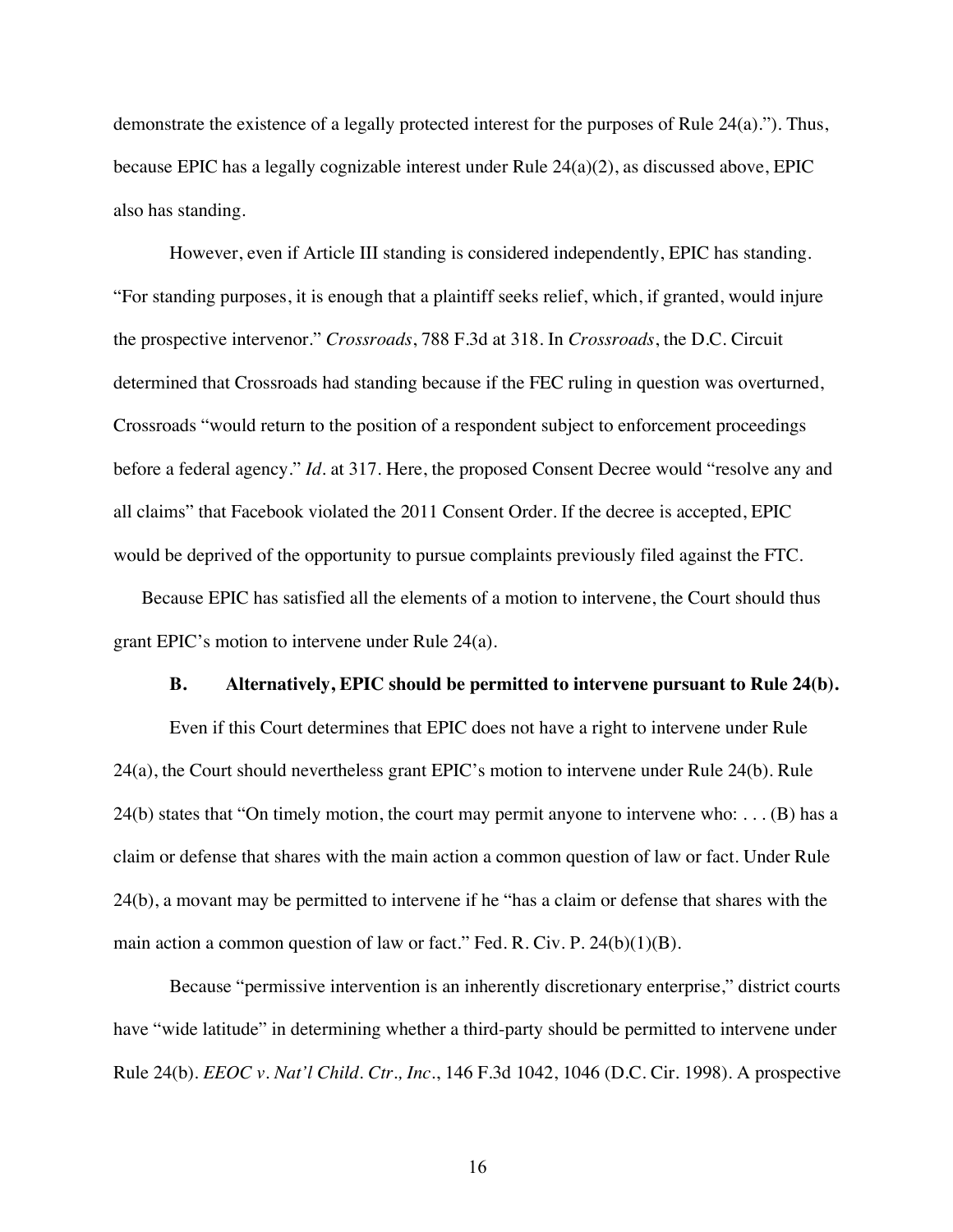demonstrate the existence of a legally protected interest for the purposes of Rule 24(a).”). Thus, because EPIC has a legally cognizable interest under Rule 24(a)(2), as discussed above, EPIC also has standing.

However, even if Article III standing is considered independently, EPIC has standing. “For standing purposes, it is enough that a plaintiff seeks relief, which, if granted, would injure the prospective intervenor.” *Crossroads*, 788 F.3d at 318. In *Crossroads*, the D.C. Circuit determined that Crossroads had standing because if the FEC ruling in question was overturned, Crossroads “would return to the position of a respondent subject to enforcement proceedings before a federal agency.” *Id.* at 317. Here, the proposed Consent Decree would “resolve any and all claims” that Facebook violated the 2011 Consent Order. If the decree is accepted, EPIC would be deprived of the opportunity to pursue complaints previously filed against the FTC.

Because EPIC has satisfied all the elements of a motion to intervene, the Court should thus grant EPIC’s motion to intervene under Rule 24(a).

### B. Alternatively, EPIC should be permitted to intervene pursuant to Rule 24(b).

Even if this Court determines that EPIC does not have a right to intervene under Rule 24(a), the Court should nevertheless grant EPIC’s motion to intervene under Rule 24(b). Rule 24(b) states that “On timely motion, the court may permit anyone to intervene who: . . . (B) has a claim or defense that shares with the main action a common question of law or fact. Under Rule 24(b), a movant may be permitted to intervene if he “has a claim or defense that shares with the main action a common question of law or fact.” Fed. R. Civ. P. 24(b)(1)(B).

Because “permissive intervention is an inherently discretionary enterprise,” district courts have “wide latitude” in determining whether a third-party should be permitted to intervene under Rule 24(b). *EEOC v. Nat’l Child. Ctr., Inc.*, 146 F.3d 1042, 1046 (D.C. Cir. 1998). A prospective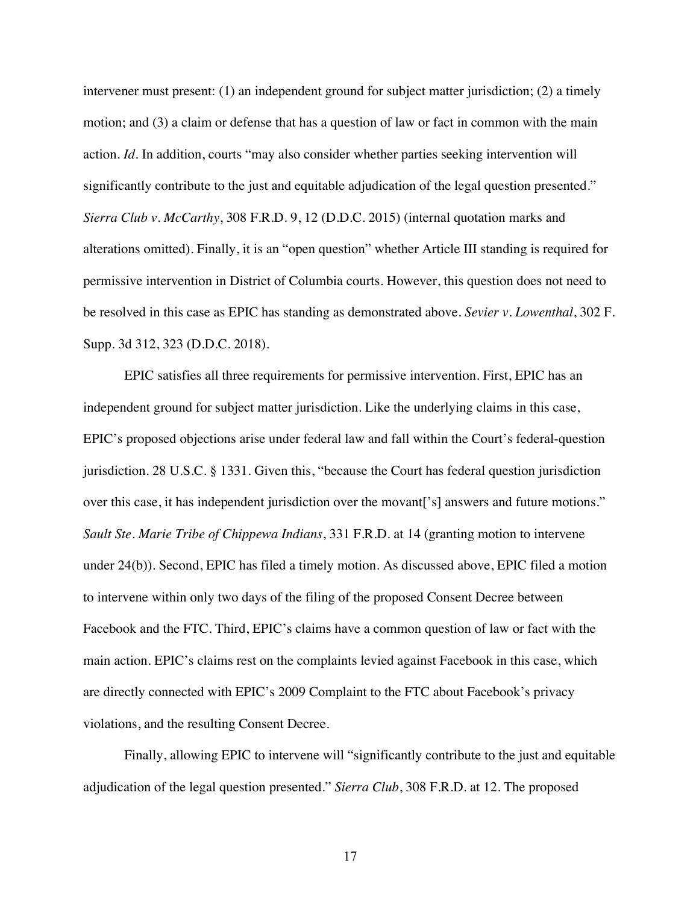intervener must present: (1) an independent ground for subject matter jurisdiction; (2) a timely motion; and (3) a claim or defense that has a question of law or fact in common with the main action. *Id*. In addition, courts "may also consider whether parties seeking intervention will significantly contribute to the just and equitable adjudication of the legal question presented." *Sierra Club v. McCarthy*, 308 F.R.D. 9, 12 (D.D.C. 2015) (internal quotation marks and alterations omitted). Finally, it is an "open question" whether Article III standing is required for permissive intervention in District of Columbia courts. However, this question does not need to be resolved in this case as EPIC has standing as demonstrated above. *Sevier v. Lowenthal*, 302 F. Supp. 3d 312, 323 (D.D.C. 2018).

EPIC satisfies all three requirements for permissive intervention. First, EPIC has an independent ground for subject matter jurisdiction. Like the underlying claims in this case, EPIC's proposed objections arise under federal law and fall within the Court's federal-question jurisdiction. 28 U.S.C. § 1331. Given this, "because the Court has federal question jurisdiction over this case, it has independent jurisdiction over the movant['s] answers and future motions." *Sault Ste. Marie Tribe of Chippewa Indians*, 331 F.R.D. at 14 (granting motion to intervene under 24(b)). Second, EPIC has filed a timely motion. As discussed above, EPIC filed a motion to intervene within only two days of the filing of the proposed Consent Decree between Facebook and the FTC. Third, EPIC's claims have a common question of law or fact with the main action. EPIC's claims rest on the complaints levied against Facebook in this case, which are directly connected with EPIC's 2009 Complaint to the FTC about Facebook's privacy violations, and the resulting Consent Decree.

Finally, allowing EPIC to intervene will "significantly contribute to the just and equitable adjudication of the legal question presented." *Sierra Club*, 308 F.R.D. at 12. The proposed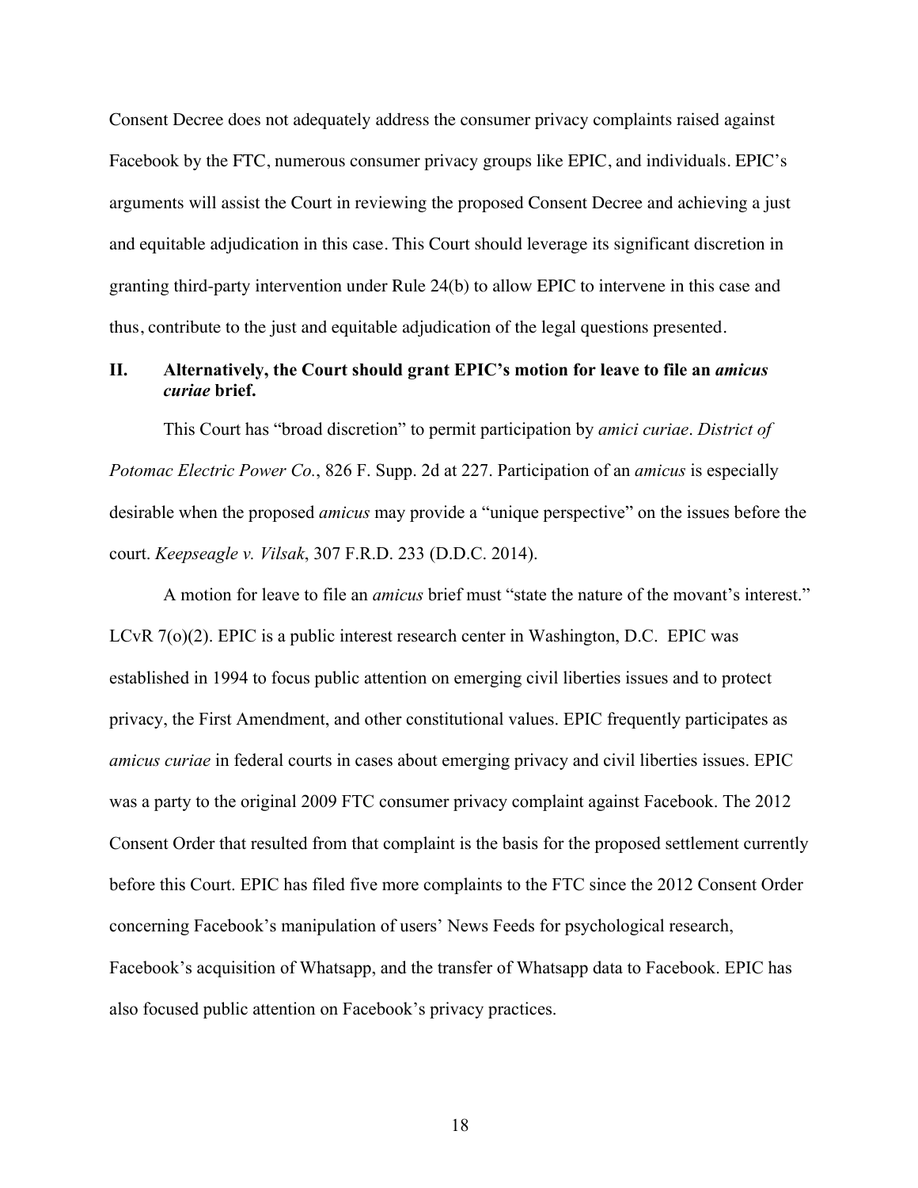Consent Decree does not adequately address the consumer privacy complaints raised against Facebook by the FTC, numerous consumer privacy groups like EPIC, and individuals. EPIC's arguments will assist the Court in reviewing the proposed Consent Decree and achieving a just and equitable adjudication in this case. This Court should leverage its significant discretion in granting third-party intervention under Rule 24(b) to allow EPIC to intervene in this case and thus, contribute to the just and equitable adjudication of the legal questions presented.

## II. Alternatively, the Court should grant EPIC's motion for leave to file an *amicus curiae* brief.

This Court has "broad discretion" to permit participation by *amici curiae*. *District of Potomac Electric Power Co.*, 826 F. Supp. 2d at 227. Participation of an *amicus* is especially desirable when the proposed *amicus* may provide a "unique perspective" on the issues before the court. *Keepseagle v. Vilsak*, 307 F.R.D. 233 (D.D.C. 2014).

A motion for leave to file an *amicus* brief must "state the nature of the movant's interest." LCvR 7(o)(2). EPIC is a public interest research center in Washington, D.C. EPIC was established in 1994 to focus public attention on emerging civil liberties issues and to protect privacy, the First Amendment, and other constitutional values. EPIC frequently participates as *amicus curiae* in federal courts in cases about emerging privacy and civil liberties issues. EPIC was a party to the original 2009 FTC consumer privacy complaint against Facebook. The 2012 Consent Order that resulted from that complaint is the basis for the proposed settlement currently before this Court. EPIC has filed five more complaints to the FTC since the 2012 Consent Order concerning Facebook's manipulation of users' News Feeds for psychological research, Facebook's acquisition of Whatsapp, and the transfer of Whatsapp data to Facebook. EPIC has also focused public attention on Facebook's privacy practices.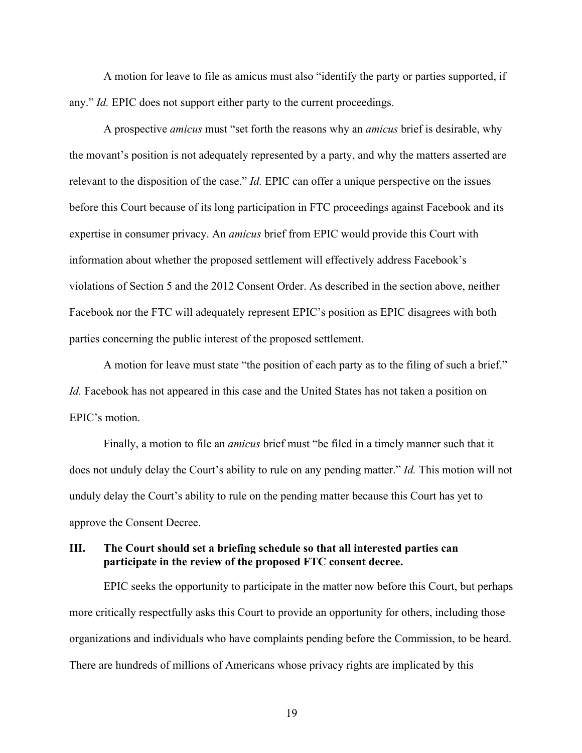A motion for leave to file as amicus must also "identify the party or parties supported, if any." *Id.* EPIC does not support either party to the current proceedings.

A prospective *amicus* must "set forth the reasons why an *amicus* brief is desirable, why the movant's position is not adequately represented by a party, and why the matters asserted are relevant to the disposition of the case." *Id.* EPIC can offer a unique perspective on the issues before this Court because of its long participation in FTC proceedings against Facebook and its expertise in consumer privacy. An *amicus* brief from EPIC would provide this Court with information about whether the proposed settlement will effectively address Facebook's violations of Section 5 and the 2012 Consent Order. As described in the section above, neither Facebook nor the FTC will adequately represent EPIC's position as EPIC disagrees with both parties concerning the public interest of the proposed settlement.

A motion for leave must state "the position of each party as to the filing of such a brief." *Id.* Facebook has not appeared in this case and the United States has not taken a position on EPIC's motion.

Finally, a motion to file an *amicus* brief must "be filed in a timely manner such that it does not unduly delay the Court's ability to rule on any pending matter." *Id.* This motion will not unduly delay the Court's ability to rule on the pending matter because this Court has yet to approve the Consent Decree.

## III. The Court should set a briefing schedule so that all interested parties can participate in the review of the proposed FTC consent decree.

EPIC seeks the opportunity to participate in the matter now before this Court, but perhaps more critically respectfully asks this Court to provide an opportunity for others, including those organizations and individuals who have complaints pending before the Commission, to be heard. There are hundreds of millions of Americans whose privacy rights are implicated by this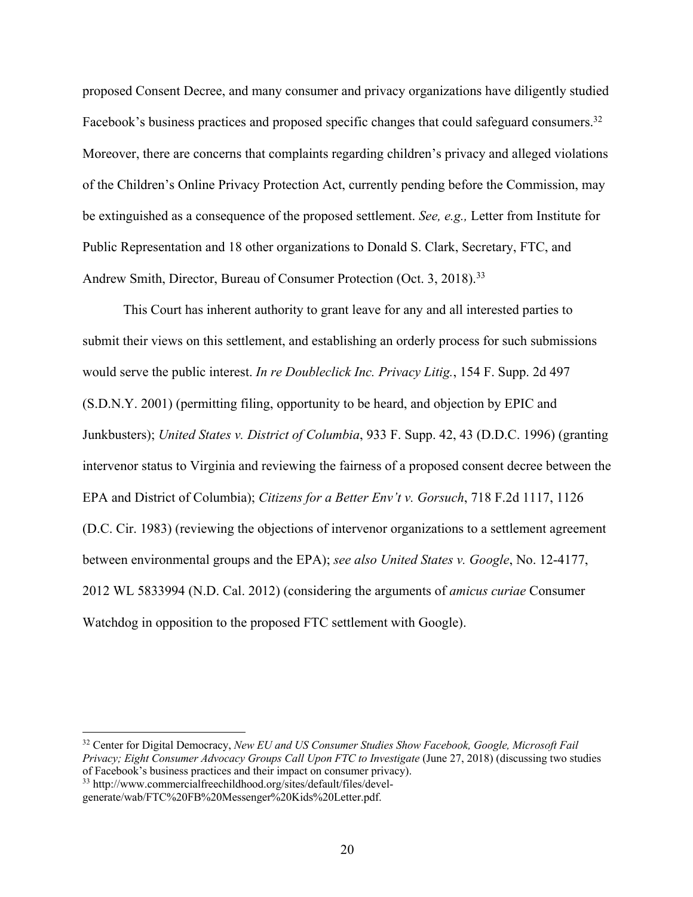proposed Consent Decree, and many consumer and privacy organizations have diligently studied Facebook's business practices and proposed specific changes that could safeguard consumers.[32] Moreover, there are concerns that complaints regarding children's privacy and alleged violations of the Children's Online Privacy Protection Act, currently pending before the Commission, may be extinguished as a consequence of the proposed settlement. *See, e.g.,* Letter from Institute for Public Representation and 18 other organizations to Donald S. Clark, Secretary, FTC, and Andrew Smith, Director, Bureau of Consumer Protection (Oct. 3, 2018).[33]

This Court has inherent authority to grant leave for any and all interested parties to submit their views on this settlement, and establishing an orderly process for such submissions would serve the public interest. *In re Doubleclick Inc. Privacy Litig.*, 154 F. Supp. 2d 497 (S.D.N.Y. 2001) (permitting filing, opportunity to be heard, and objection by EPIC and Junkbusters); *United States v. District of Columbia*, 933 F. Supp. 42, 43 (D.D.C. 1996) (granting intervenor status to Virginia and reviewing the fairness of a proposed consent decree between the EPA and District of Columbia); *Citizens for a Better Env't v. Gorsuch*, 718 F.2d 1117, 1126 (D.C. Cir. 1983) (reviewing the objections of intervenor organizations to a settlement agreement between environmental groups and the EPA); *see also United States v. Google*, No. 12-4177, 2012 WL 5833994 (N.D. Cal. 2012) (considering the arguments of *amicus curiae* Consumer Watchdog in opposition to the proposed FTC settlement with Google).

---

[32] Center for Digital Democracy, *New EU and US Consumer Studies Show Facebook, Google, Microsoft Fail Privacy; Eight Consumer Advocacy Groups Call Upon FTC to Investigate* (June 27, 2018) (discussing two studies of Facebook's business practices and their impact on consumer privacy).

[33] http://www.commercialfreechildhood.org/sites/default/files/devel-generate/wab/FTC%20FB%20Messenger%20Kids%20Letter.pdf.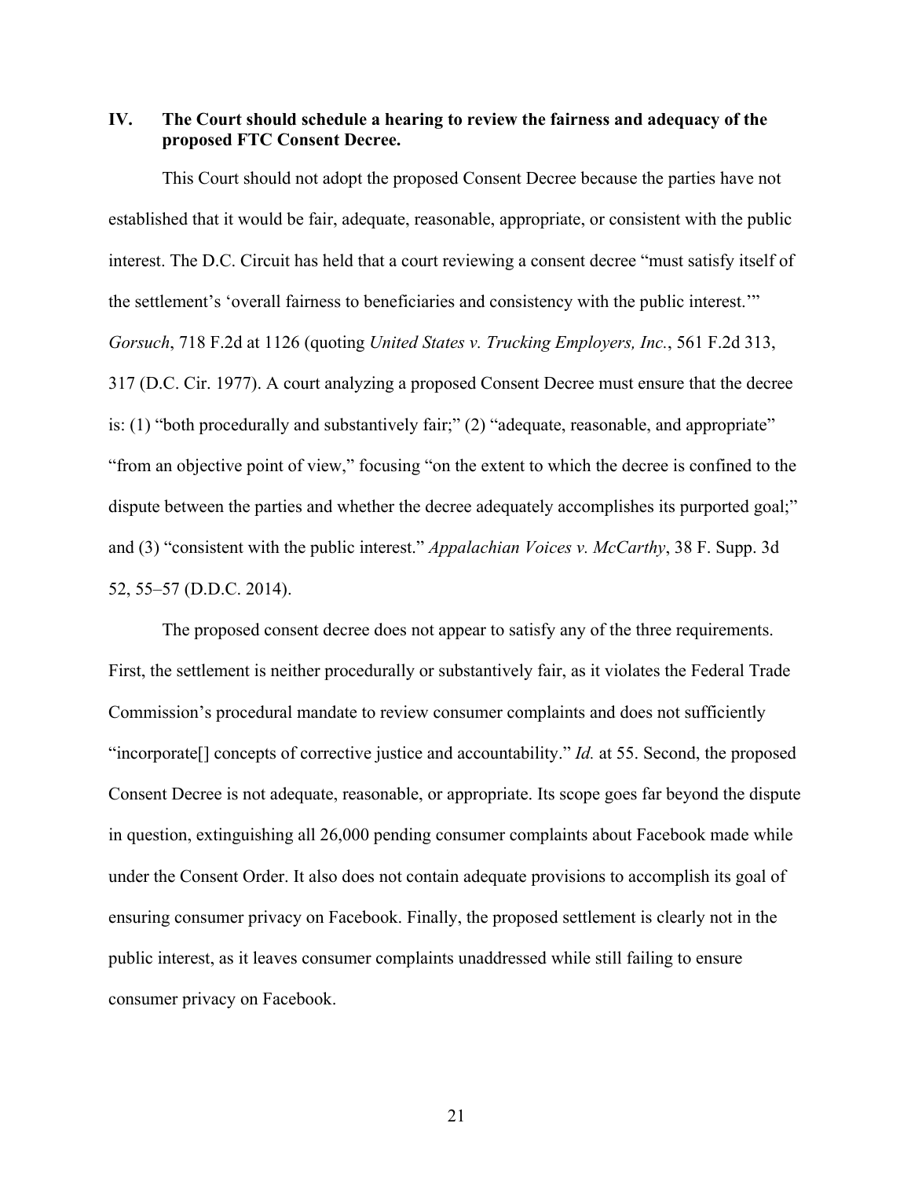## IV. The Court should schedule a hearing to review the fairness and adequacy of the proposed FTC Consent Decree.

This Court should not adopt the proposed Consent Decree because the parties have not established that it would be fair, adequate, reasonable, appropriate, or consistent with the public interest. The D.C. Circuit has held that a court reviewing a consent decree "must satisfy itself of the settlement's 'overall fairness to beneficiaries and consistency with the public interest.'" *Gorsuch*, 718 F.2d at 1126 (quoting *United States v. Trucking Employers, Inc.*, 561 F.2d 313, 317 (D.C. Cir. 1977). A court analyzing a proposed Consent Decree must ensure that the decree is: (1) "both procedurally and substantively fair;" (2) "adequate, reasonable, and appropriate" "from an objective point of view," focusing "on the extent to which the decree is confined to the dispute between the parties and whether the decree adequately accomplishes its purported goal;" and (3) "consistent with the public interest." *Appalachian Voices v. McCarthy*, 38 F. Supp. 3d 52, 55–57 (D.D.C. 2014).

The proposed consent decree does not appear to satisfy any of the three requirements. First, the settlement is neither procedurally or substantively fair, as it violates the Federal Trade Commission's procedural mandate to review consumer complaints and does not sufficiently "incorporate[] concepts of corrective justice and accountability." *Id.* at 55. Second, the proposed Consent Decree is not adequate, reasonable, or appropriate. Its scope goes far beyond the dispute in question, extinguishing all 26,000 pending consumer complaints about Facebook made while under the Consent Order. It also does not contain adequate provisions to accomplish its goal of ensuring consumer privacy on Facebook. Finally, the proposed settlement is clearly not in the public interest, as it leaves consumer complaints unaddressed while still failing to ensure consumer privacy on Facebook.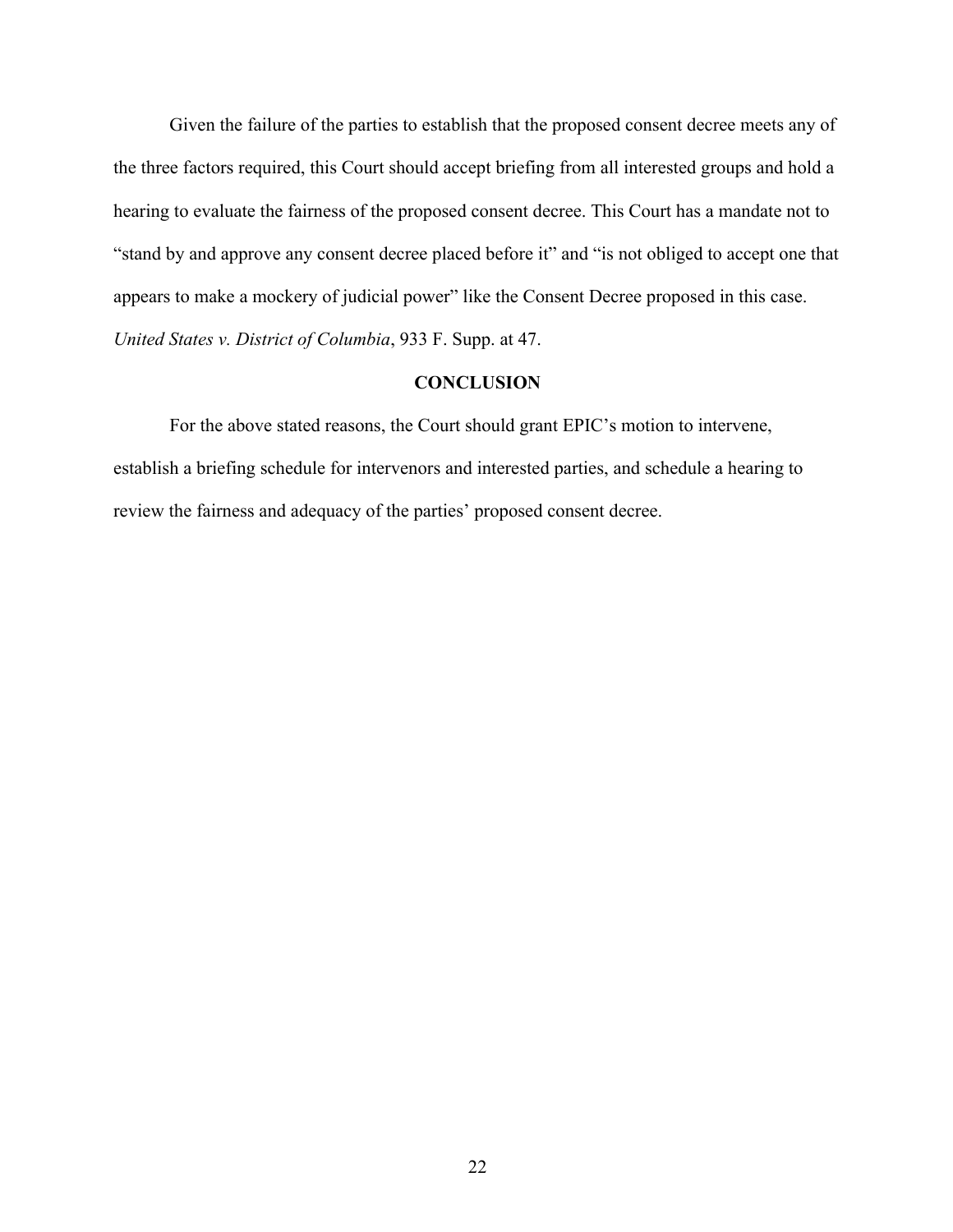Given the failure of the parties to establish that the proposed consent decree meets any of the three factors required, this Court should accept briefing from all interested groups and hold a hearing to evaluate the fairness of the proposed consent decree. This Court has a mandate not to "stand by and approve any consent decree placed before it" and "is not obliged to accept one that appears to make a mockery of judicial power" like the Consent Decree proposed in this case. *United States v. District of Columbia*, 933 F. Supp. at 47.

## CONCLUSION

For the above stated reasons, the Court should grant EPIC's motion to intervene, establish a briefing schedule for intervenors and interested parties, and schedule a hearing to review the fairness and adequacy of the parties' proposed consent decree.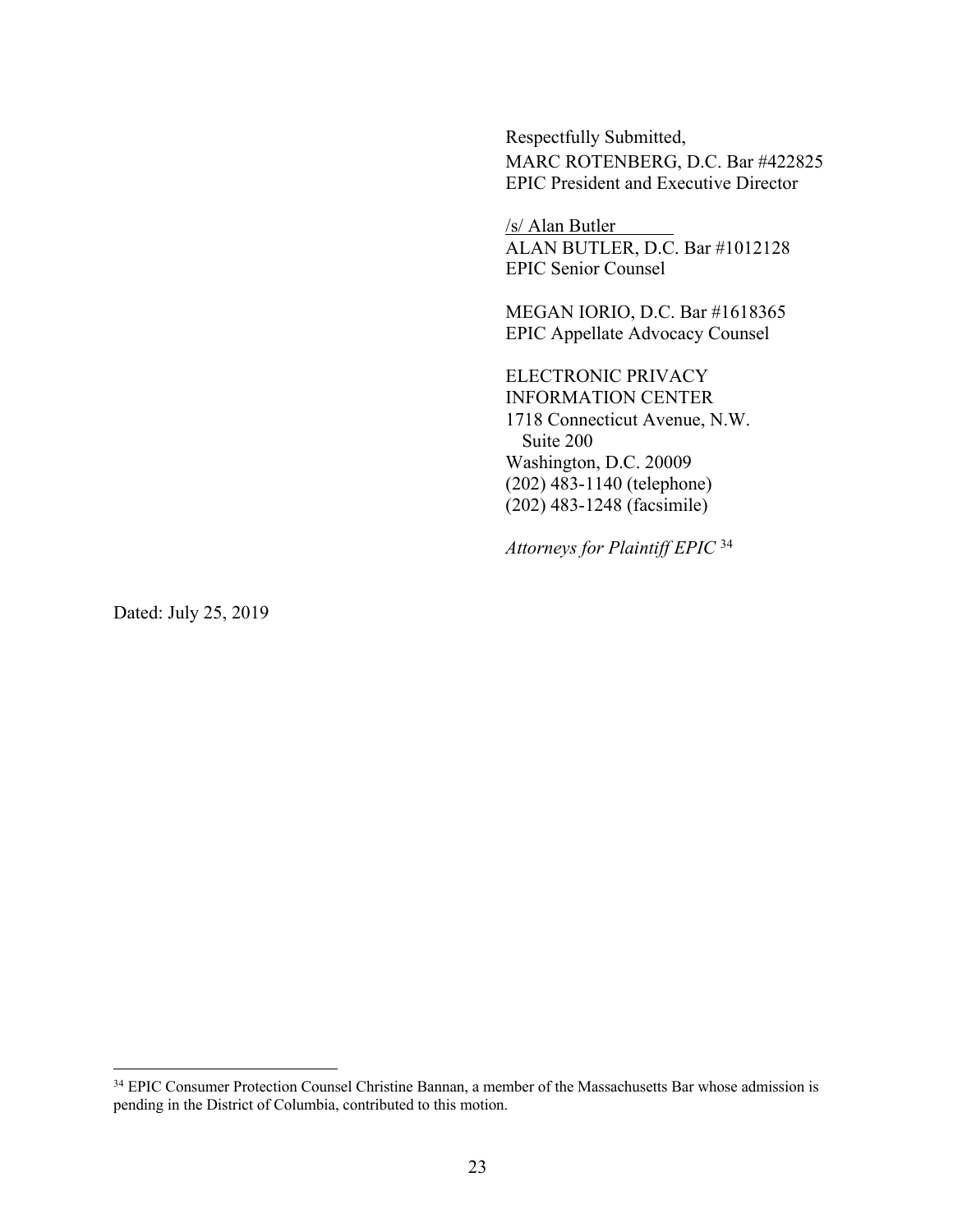Respectfully Submitted,
MARC ROTENBERG, D.C. Bar #422825
EPIC President and Executive Director

/s/ Alan Butler
ALAN BUTLER, D.C. Bar #1012128
EPIC Senior Counsel

MEGAN IORIO, D.C. Bar #1618365
EPIC Appellate Advocacy Counsel

ELECTRONIC PRIVACY
INFORMATION CENTER
1718 Connecticut Avenue, N.W.
Suite 200
Washington, D.C. 20009
(202) 483-1140 (telephone)
(202) 483-1248 (facsimile)

*Attorneys for Plaintiff EPIC* [34]

Dated: July 25, 2019

[34] EPIC Consumer Protection Counsel Christine Bannan, a member of the Massachusetts Bar whose admission is pending in the District of Columbia, contributed to this motion.